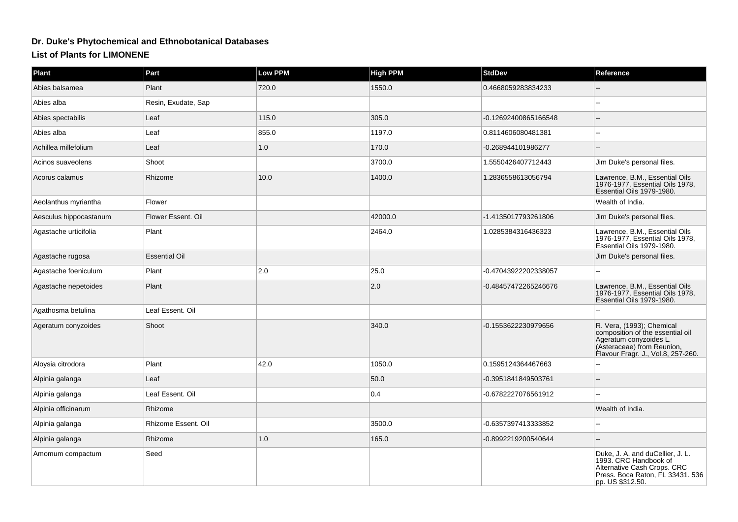# Dr. Duke's Phytochemical and Ethnobotanical Databases

## List of Plants for LIMONENE

| Plant | Part | Low PPM | High PPM | StdDev | Reference |
|---|---|---|---|---|---|
| Abies balsamea | Plant | 720.0 | 1550.0 | 0.4668059283834233 | -- |
| Abies alba | Resin, Exudate, Sap | | | | -- |
| Abies spectabilis | Leaf | 115.0 | 305.0 | -0.12692400865166548 | -- |
| Abies alba | Leaf | 855.0 | 1197.0 | 0.8114606080481381 | -- |
| Achillea millefolium | Leaf | 1.0 | 170.0 | -0.268944101986277 | -- |
| Acinos suaveolens | Shoot | | 3700.0 | 1.5550426407712443 | Jim Duke's personal files. |
| Acorus calamus | Rhizome | 10.0 | 1400.0 | 1.2836558613056794 | Lawrence, B.M., Essential Oils 1976-1977, Essential Oils 1978, Essential Oils 1979-1980. |
| Aeolanthus myriantha | Flower | | | | Wealth of India. |
| Aesculus hippocastanum | Flower Essent. Oil | | 42000.0 | -1.4135017793261806 | Jim Duke's personal files. |
| Agastache urticifolia | Plant | | 2464.0 | 1.0285384316436323 | Lawrence, B.M., Essential Oils 1976-1977, Essential Oils 1978, Essential Oils 1979-1980. |
| Agastache rugosa | Essential Oil | | | | Jim Duke's personal files. |
| Agastache foeniculum | Plant | 2.0 | 25.0 | -0.47043922202338057 | -- |
| Agastache nepetoides | Plant | | 2.0 | -0.48457472265246676 | Lawrence, B.M., Essential Oils 1976-1977, Essential Oils 1978, Essential Oils 1979-1980. |
| Agathosma betulina | Leaf Essent. Oil | | | | -- |
| Ageratum conyzoides | Shoot | | 340.0 | -0.1553622230979656 | R. Vera, (1993); Chemical composition of the essential oil Ageratum conyzoides L. (Asteraceae) from Reunion, Flavour Fragr. J., Vol.8, 257-260. |
| Aloysia citrodora | Plant | 42.0 | 1050.0 | 0.1595124364467663 | -- |
| Alpinia galanga | Leaf | | 50.0 | -0.3951841849503761 | -- |
| Alpinia galanga | Leaf Essent. Oil | | 0.4 | -0.6782227076561912 | -- |
| Alpinia officinarum | Rhizome | | | | Wealth of India. |
| Alpinia galanga | Rhizome Essent. Oil | | 3500.0 | -0.6357397413333852 | -- |
| Alpinia galanga | Rhizome | 1.0 | 165.0 | -0.8992219200540644 | -- |
| Amomum compactum | Seed | | | | Duke, J. A. and duCellier, J. L. 1993. CRC Handbook of Alternative Cash Crops. CRC Press. Boca Raton, FL 33431. 536 pp. US $312.50. |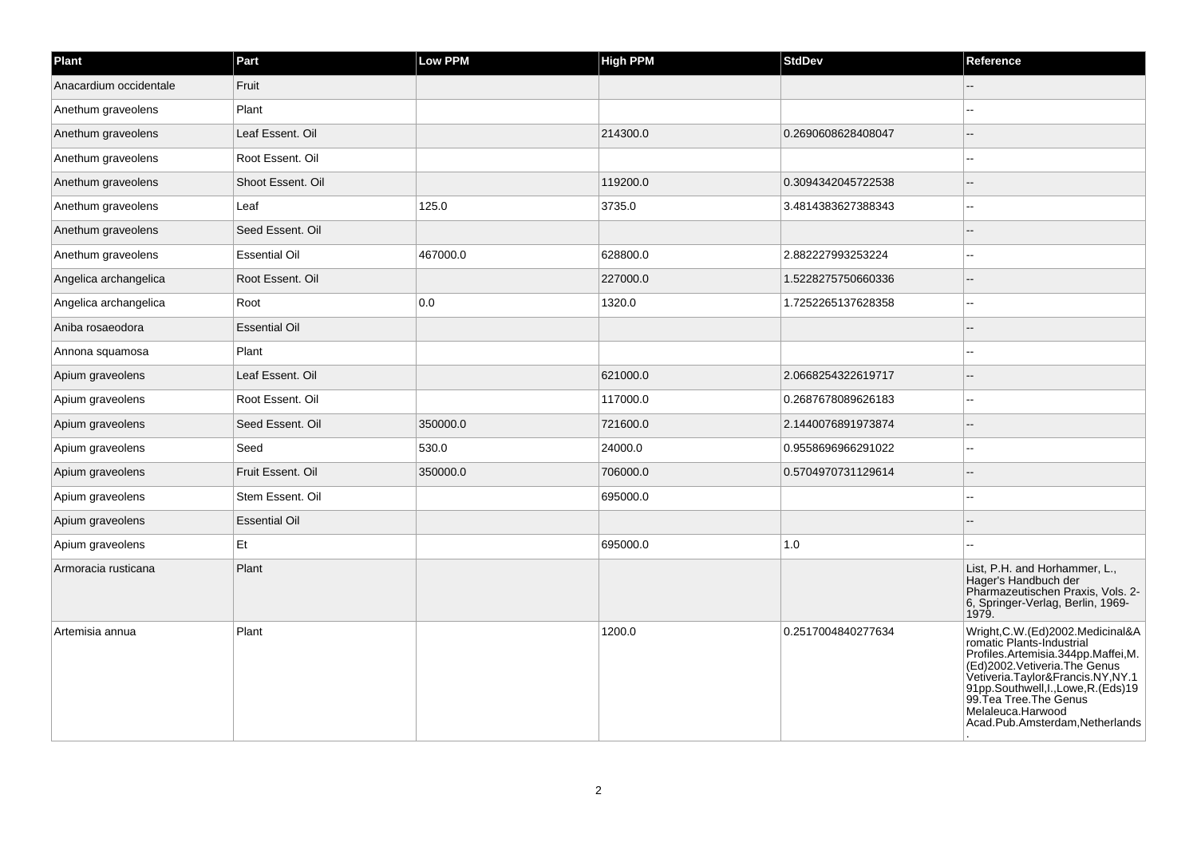| Plant | Part | Low PPM | High PPM | StdDev | Reference |
| --- | --- | --- | --- | --- | --- |
| Anacardium occidentale | Fruit | | | | -- |
| Anethum graveolens | Plant | | | | -- |
| Anethum graveolens | Leaf Essent. Oil | | 214300.0 | 0.2690608628408047 | -- |
| Anethum graveolens | Root Essent. Oil | | | | -- |
| Anethum graveolens | Shoot Essent. Oil | | 119200.0 | 0.3094342045722538 | -- |
| Anethum graveolens | Leaf | 125.0 | 3735.0 | 3.4814383627388343 | -- |
| Anethum graveolens | Seed Essent. Oil | | | | -- |
| Anethum graveolens | Essential Oil | 467000.0 | 628800.0 | 2.882227993253224 | -- |
| Angelica archangelica | Root Essent. Oil | | 227000.0 | 1.5228275750660336 | -- |
| Angelica archangelica | Root | 0.0 | 1320.0 | 1.7252265137628358 | -- |
| Aniba rosaeodora | Essential Oil | | | | -- |
| Annona squamosa | Plant | | | | -- |
| Apium graveolens | Leaf Essent. Oil | | 621000.0 | 2.0668254322619717 | -- |
| Apium graveolens | Root Essent. Oil | | 117000.0 | 0.2687678089626183 | -- |
| Apium graveolens | Seed Essent. Oil | 350000.0 | 721600.0 | 2.1440076891973874 | -- |
| Apium graveolens | Seed | 530.0 | 24000.0 | 0.9558696966291022 | -- |
| Apium graveolens | Fruit Essent. Oil | 350000.0 | 706000.0 | 0.5704970731129614 | -- |
| Apium graveolens | Stem Essent. Oil | | 695000.0 | | -- |
| Apium graveolens | Essential Oil | | | | -- |
| Apium graveolens | Et | | 695000.0 | 1.0 | -- |
| Armoracia rusticana | Plant | | | | List, P.H. and Horhammer, L., Hager's Handbuch der Pharmazeutischen Praxis, Vols. 2-6, Springer-Verlag, Berlin, 1969-1979. |
| Artemisia annua | Plant | | 1200.0 | 0.2517004840277634 | Wright,C.W.(Ed)2002.Medicinal&Aromatic Plants-Industrial Profiles.Artemisia.344pp.Maffei,M.(Ed)2002.Vetiveria.The Genus Vetiveria.Taylor&Francis.NY,NY.191pp.Southwell,I.,Lowe,R.(Eds)1999.Tea Tree.The Genus Melaleuca.Harwood Acad.Pub.Amsterdam,Netherlands. |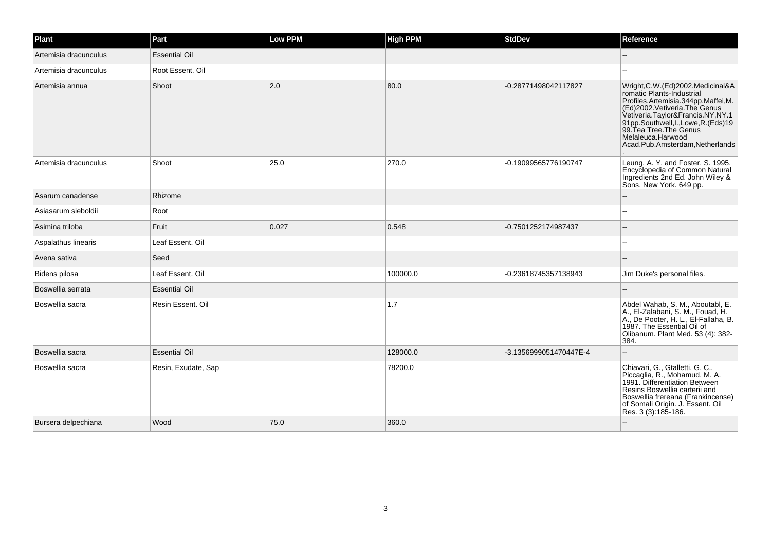| Plant | Part | Low PPM | High PPM | StdDev | Reference |
| --- | --- | --- | --- | --- | --- |
| Artemisia dracunculus | Essential Oil | | | | -- |
| Artemisia dracunculus | Root Essent. Oil | | | | -- |
| Artemisia annua | Shoot | 2.0 | 80.0 | -0.28771498042117827 | Wright,C.W.(Ed)2002.Medicinal&Aromatic Plants-Industrial Profiles.Artemisia.344pp.Maffei,M.(Ed)2002.Vetiveria.The Genus Vetiveria.Taylor&Francis.NY,NY.191pp.Southwell,I.,Lowe,R.(Eds)1999.Tea Tree.The Genus Melaleuca.Harwood Acad.Pub.Amsterdam,Netherlands. |
| Artemisia dracunculus | Shoot | 25.0 | 270.0 | -0.19099565776190747 | Leung, A. Y. and Foster, S. 1995. Encyclopedia of Common Natural Ingredients 2nd Ed. John Wiley & Sons, New York. 649 pp. |
| Asarum canadense | Rhizome | | | | -- |
| Asiasarum sieboldii | Root | | | | -- |
| Asimina triloba | Fruit | 0.027 | 0.548 | -0.7501252174987437 | -- |
| Aspalathus linearis | Leaf Essent. Oil | | | | -- |
| Avena sativa | Seed | | | | -- |
| Bidens pilosa | Leaf Essent. Oil | | 100000.0 | -0.23618745357138943 | Jim Duke's personal files. |
| Boswellia serrata | Essential Oil | | | | -- |
| Boswellia sacra | Resin Essent. Oil | | 1.7 | | Abdel Wahab, S. M., Aboutabl, E. A., El-Zalabani, S. M., Fouad, H. A., De Pooter, H. L., El-Fallaha, B. 1987. The Essential Oil of Olibanum. Plant Med. 53 (4): 382-384. |
| Boswellia sacra | Essential Oil | | 128000.0 | -3.1356999051470447E-4 | -- |
| Boswellia sacra | Resin, Exudate, Sap | | 78200.0 | | Chiavari, G., Gtalletti, G. C., Piccaglia, R., Mohamud, M. A. 1991. Differentiation Between Resins Boswellia carterii and Boswellia frereana (Frankincense) of Somali Origin. J. Essent. Oil Res. 3 (3):185-186. |
| Bursera delpechiana | Wood | 75.0 | 360.0 | | -- |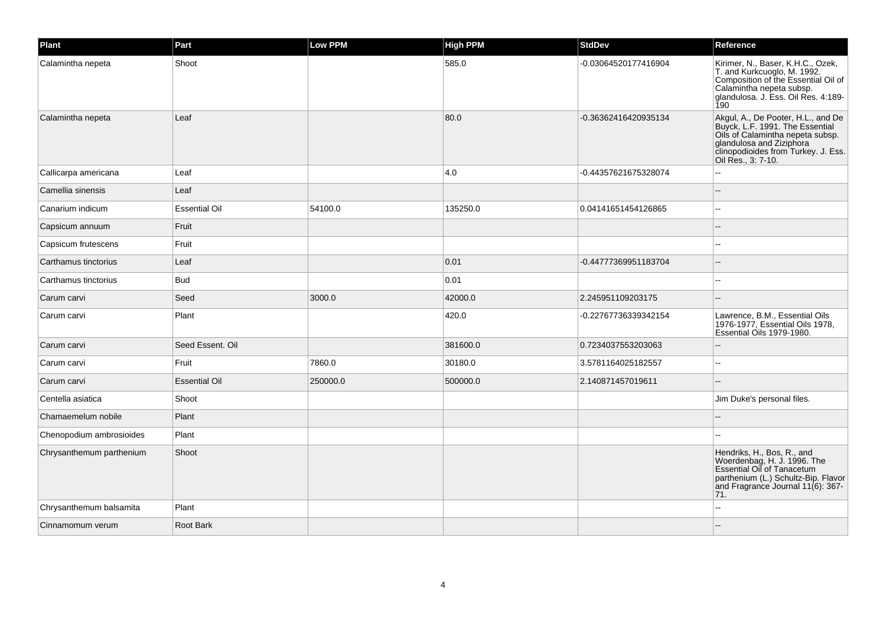| Plant | Part | Low PPM | High PPM | StdDev | Reference |
| --- | --- | --- | --- | --- | --- |
| Calamintha nepeta | Shoot | | 585.0 | -0.03064520177416904 | Kirimer, N., Baser, K.H.C., Ozek, T. and Kurkcuoglo, M. 1992. Composition of the Essential Oil of Calamintha nepeta subsp. glandulosa. J. Ess. Oil Res. 4:189-190 |
| Calamintha nepeta | Leaf | | 80.0 | -0.36362416420935134 | Akgul, A., De Pooter, H.L., and De Buyck, L.F. 1991. The Essential Oils of Calamintha nepeta subsp. glandulosa and Ziziphora clinopodioides from Turkey. J. Ess. Oil Res., 3: 7-10. |
| Callicarpa americana | Leaf | | 4.0 | -0.44357621675328074 | -- |
| Camellia sinensis | Leaf | | | | -- |
| Canarium indicum | Essential Oil | 54100.0 | 135250.0 | 0.04141651454126865 | -- |
| Capsicum annuum | Fruit | | | | -- |
| Capsicum frutescens | Fruit | | | | -- |
| Carthamus tinctorius | Leaf | | 0.01 | -0.44777369951183704 | -- |
| Carthamus tinctorius | Bud | | 0.01 | | -- |
| Carum carvi | Seed | 3000.0 | 42000.0 | 2.245951109203175 | -- |
| Carum carvi | Plant | | 420.0 | -0.22767736339342154 | Lawrence, B.M., Essential Oils 1976-1977, Essential Oils 1978, Essential Oils 1979-1980. |
| Carum carvi | Seed Essent. Oil | | 381600.0 | 0.7234037553203063 | -- |
| Carum carvi | Fruit | 7860.0 | 30180.0 | 3.5781164025182557 | -- |
| Carum carvi | Essential Oil | 250000.0 | 500000.0 | 2.140871457019611 | -- |
| Centella asiatica | Shoot | | | | Jim Duke's personal files. |
| Chamaemelum nobile | Plant | | | | -- |
| Chenopodium ambrosioides | Plant | | | | -- |
| Chrysanthemum parthenium | Shoot | | | | Hendriks, H., Bos, R., and Woerdenbag, H. J. 1996. The Essential Oil of Tanacetum parthenium (L.) Schultz-Bip. Flavor and Fragrance Journal 11(6): 367-71. |
| Chrysanthemum balsamita | Plant | | | | -- |
| Cinnamomum verum | Root Bark | | | | -- |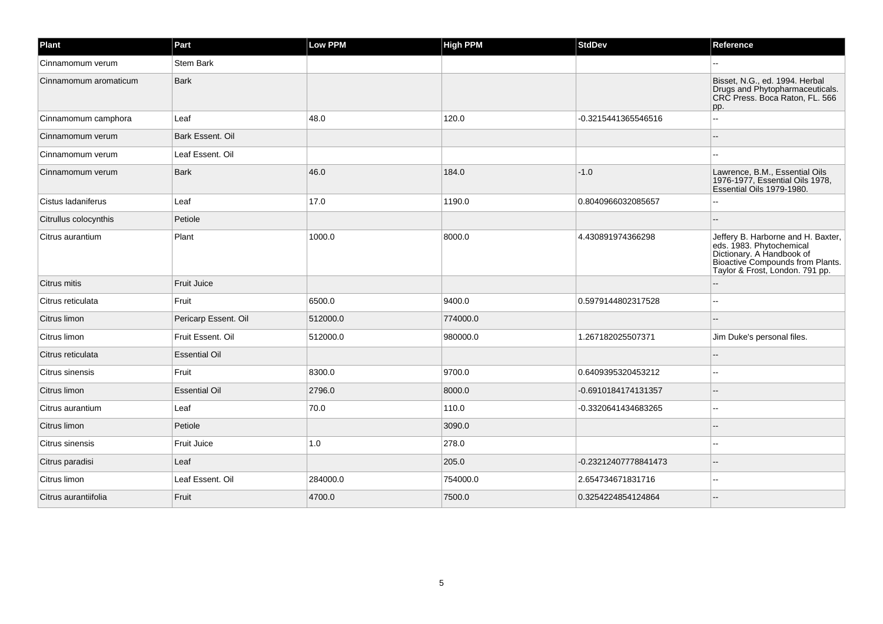| Plant | Part | Low PPM | High PPM | StdDev | Reference |
|---|---|---|---|---|---|
| Cinnamomum verum | Stem Bark | | | | -- |
| Cinnamomum aromaticum | Bark | | | | Bisset, N.G., ed. 1994. Herbal Drugs and Phytopharmaceuticals. CRC Press. Boca Raton, FL. 566 pp. |
| Cinnamomum camphora | Leaf | 48.0 | 120.0 | -0.3215441365546516 | -- |
| Cinnamomum verum | Bark Essent. Oil | | | | -- |
| Cinnamomum verum | Leaf Essent. Oil | | | | -- |
| Cinnamomum verum | Bark | 46.0 | 184.0 | -1.0 | Lawrence, B.M., Essential Oils 1976-1977, Essential Oils 1978, Essential Oils 1979-1980. |
| Cistus ladaniferus | Leaf | 17.0 | 1190.0 | 0.8040966032085657 | -- |
| Citrullus colocynthis | Petiole | | | | -- |
| Citrus aurantium | Plant | 1000.0 | 8000.0 | 4.430891974366298 | Jeffery B. Harborne and H. Baxter, eds. 1983. Phytochemical Dictionary. A Handbook of Bioactive Compounds from Plants. Taylor & Frost, London. 791 pp. |
| Citrus mitis | Fruit Juice | | | | -- |
| Citrus reticulata | Fruit | 6500.0 | 9400.0 | 0.5979144802317528 | -- |
| Citrus limon | Pericarp Essent. Oil | 512000.0 | 774000.0 | | -- |
| Citrus limon | Fruit Essent. Oil | 512000.0 | 980000.0 | 1.267182025507371 | Jim Duke's personal files. |
| Citrus reticulata | Essential Oil | | | | -- |
| Citrus sinensis | Fruit | 8300.0 | 9700.0 | 0.6409395320453212 | -- |
| Citrus limon | Essential Oil | 2796.0 | 8000.0 | -0.6910184174131357 | -- |
| Citrus aurantium | Leaf | 70.0 | 110.0 | -0.3320641434683265 | -- |
| Citrus limon | Petiole | | 3090.0 | | -- |
| Citrus sinensis | Fruit Juice | 1.0 | 278.0 | | -- |
| Citrus paradisi | Leaf | | 205.0 | -0.23212407778841473 | -- |
| Citrus limon | Leaf Essent. Oil | 284000.0 | 754000.0 | 2.654734671831716 | -- |
| Citrus aurantiifolia | Fruit | 4700.0 | 7500.0 | 0.3254224854124864 | -- |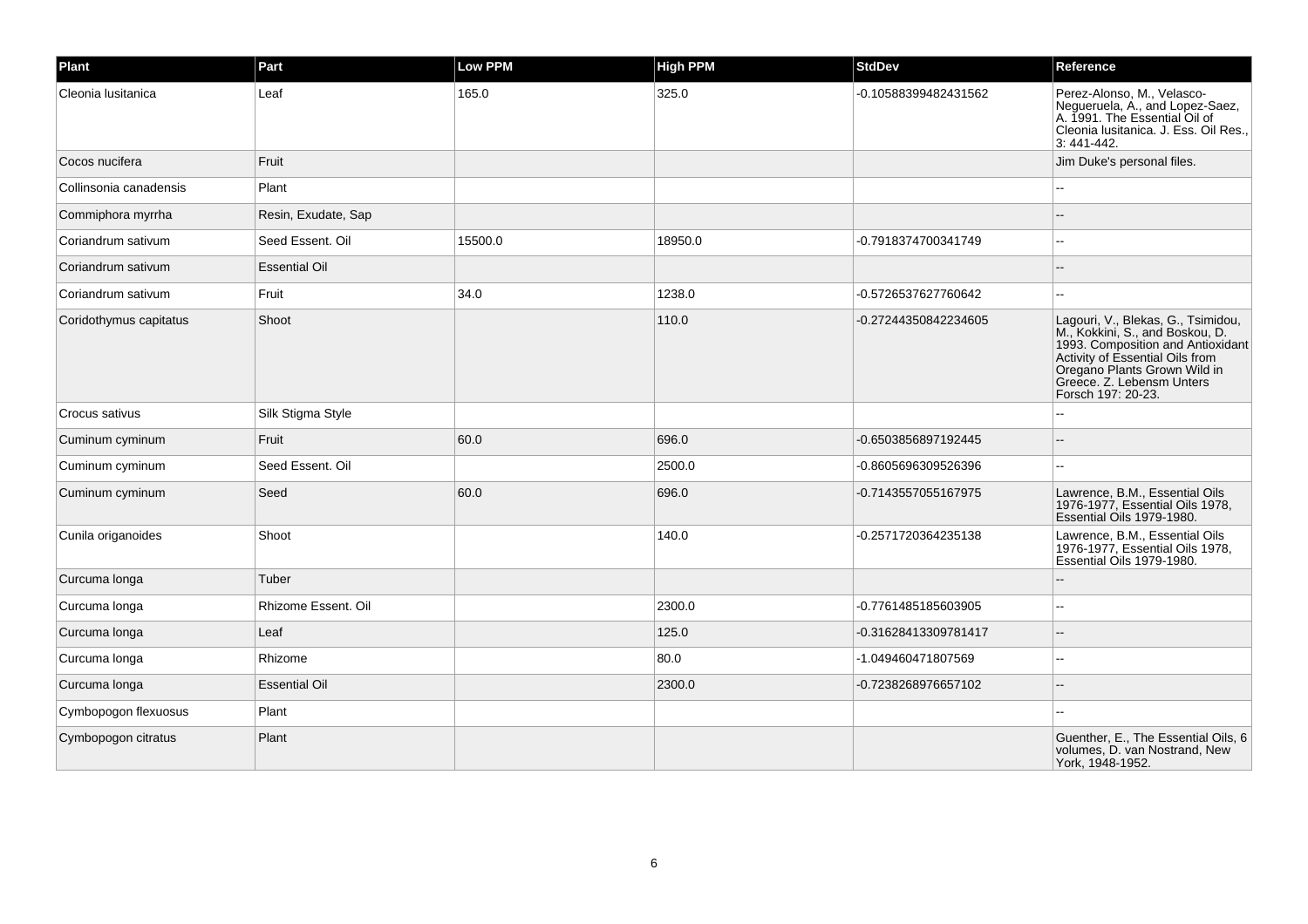| Plant | Part | Low PPM | High PPM | StdDev | Reference |
| --- | --- | --- | --- | --- | --- |
| Cleonia lusitanica | Leaf | 165.0 | 325.0 | -0.10588399482431562 | Perez-Alonso, M., Velasco-Negueruela, A., and Lopez-Saez, A. 1991. The Essential Oil of Cleonia lusitanica. J. Ess. Oil Res., 3: 441-442. |
| Cocos nucifera | Fruit | | | | Jim Duke's personal files. |
| Collinsonia canadensis | Plant | | | | -- |
| Commiphora myrrha | Resin, Exudate, Sap | | | | -- |
| Coriandrum sativum | Seed Essent. Oil | 15500.0 | 18950.0 | -0.7918374700341749 | -- |
| Coriandrum sativum | Essential Oil | | | | -- |
| Coriandrum sativum | Fruit | 34.0 | 1238.0 | -0.5726537627760642 | -- |
| Coridothymus capitatus | Shoot | | 110.0 | -0.27244350842234605 | Lagouri, V., Blekas, G., Tsimidou, M., Kokkini, S., and Boskou, D. 1993. Composition and Antioxidant Activity of Essential Oils from Oregano Plants Grown Wild in Greece. Z. Lebensm Unters Forsch 197: 20-23. |
| Crocus sativus | Silk Stigma Style | | | | -- |
| Cuminum cyminum | Fruit | 60.0 | 696.0 | -0.6503856897192445 | -- |
| Cuminum cyminum | Seed Essent. Oil | | 2500.0 | -0.8605696309526396 | -- |
| Cuminum cyminum | Seed | 60.0 | 696.0 | -0.7143557055167975 | Lawrence, B.M., Essential Oils 1976-1977, Essential Oils 1978, Essential Oils 1979-1980. |
| Cunila origanoides | Shoot | | 140.0 | -0.2571720364235138 | Lawrence, B.M., Essential Oils 1976-1977, Essential Oils 1978, Essential Oils 1979-1980. |
| Curcuma longa | Tuber | | | | -- |
| Curcuma longa | Rhizome Essent. Oil | | 2300.0 | -0.7761485185603905 | -- |
| Curcuma longa | Leaf | | 125.0 | -0.31628413309781417 | -- |
| Curcuma longa | Rhizome | | 80.0 | -1.049460471807569 | -- |
| Curcuma longa | Essential Oil | | 2300.0 | -0.7238268976657102 | -- |
| Cymbopogon flexuosus | Plant | | | | -- |
| Cymbopogon citratus | Plant | | | | Guenther, E., The Essential Oils, 6 volumes, D. van Nostrand, New York, 1948-1952. |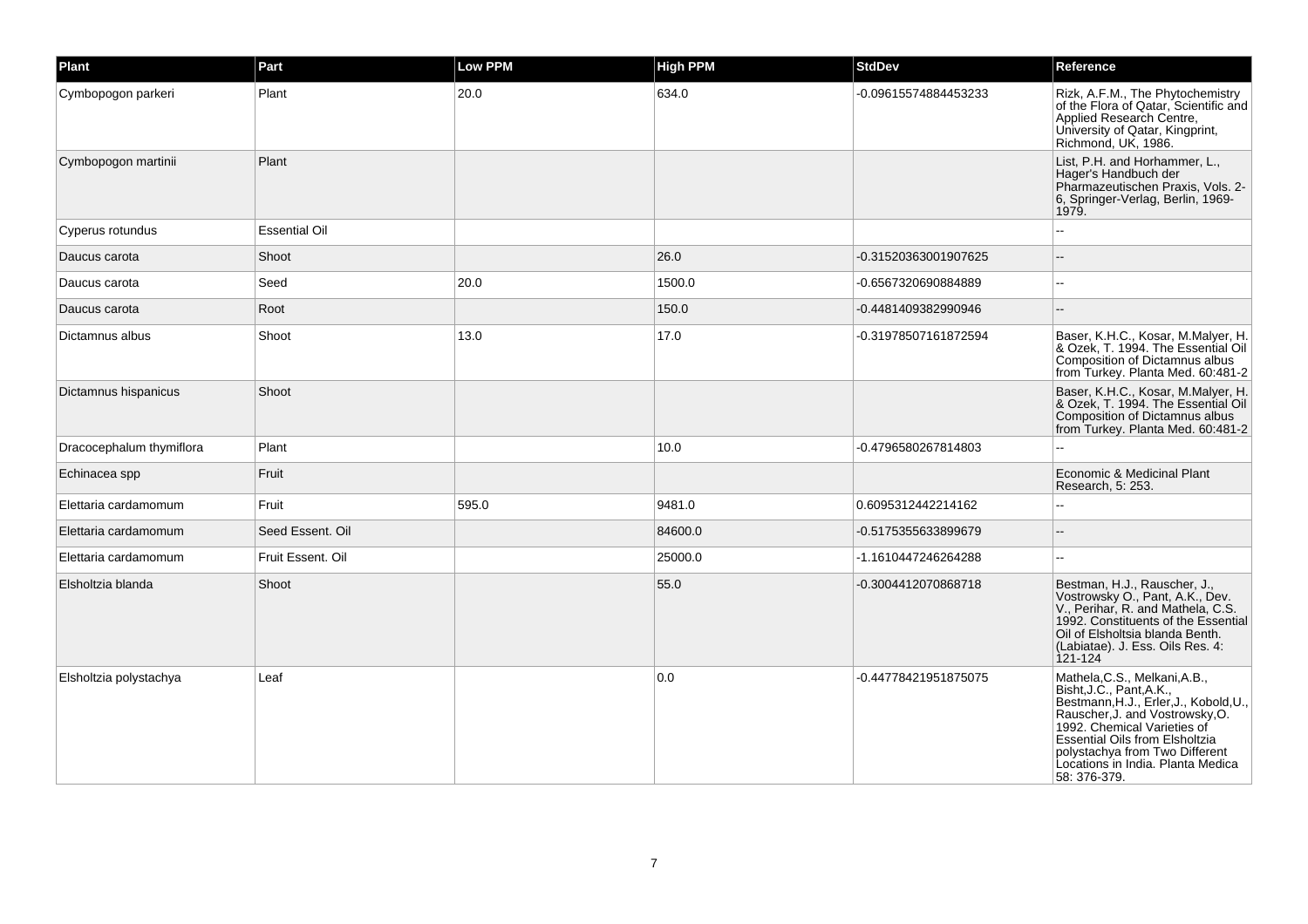| Plant | Part | Low PPM | High PPM | StdDev | Reference |
| --- | --- | --- | --- | --- | --- |
| Cymbopogon parkeri | Plant | 20.0 | 634.0 | -0.09615574884453233 | Rizk, A.F.M., The Phytochemistry of the Flora of Qatar, Scientific and Applied Research Centre, University of Qatar, Kingprint, Richmond, UK, 1986. |
| Cymbopogon martinii | Plant | | | | List, P.H. and Horhammer, L., Hager's Handbuch der Pharmazeutischen Praxis, Vols. 2-6, Springer-Verlag, Berlin, 1969-1979. |
| Cyperus rotundus | Essential Oil | | | | -- |
| Daucus carota | Shoot | | 26.0 | -0.31520363001907625 | -- |
| Daucus carota | Seed | 20.0 | 1500.0 | -0.6567320690884889 | -- |
| Daucus carota | Root | | 150.0 | -0.4481409382990946 | -- |
| Dictamnus albus | Shoot | 13.0 | 17.0 | -0.31978507161872594 | Baser, K.H.C., Kosar, M.Malyer, H. & Ozek, T. 1994. The Essential Oil Composition of Dictamnus albus from Turkey. Planta Med. 60:481-2 |
| Dictamnus hispanicus | Shoot | | | | Baser, K.H.C., Kosar, M.Malyer, H. & Ozek, T. 1994. The Essential Oil Composition of Dictamnus albus from Turkey. Planta Med. 60:481-2 |
| Dracocephalum thymiflora | Plant | | 10.0 | -0.4796580267814803 | -- |
| Echinacea spp | Fruit | | | | Economic & Medicinal Plant Research, 5: 253. |
| Elettaria cardamomum | Fruit | 595.0 | 9481.0 | 0.6095312442214162 | -- |
| Elettaria cardamomum | Seed Essent. Oil | | 84600.0 | -0.5175355633899679 | -- |
| Elettaria cardamomum | Fruit Essent. Oil | | 25000.0 | -1.1610447246264288 | -- |
| Elsholtzia blanda | Shoot | | 55.0 | -0.3004412070868718 | Bestman, H.J., Rauscher, J., Vostrowsky O., Pant, A.K., Dev. V., Perihar, R. and Mathela, C.S. 1992. Constituents of the Essential Oil of Elsholtsia blanda Benth. (Labiatae). J. Ess. Oils Res. 4: 121-124 |
| Elsholtzia polystachya | Leaf | | 0.0 | -0.44778421951875075 | Mathela,C.S., Melkani,A.B., Bisht,J.C., Pant,A.K., Bestmann,H.J., Erler,J., Kobold,U., Rauscher,J. and Vostrowsky,O. 1992. Chemical Varieties of Essential Oils from Elsholtzia polystachya from Two Different Locations in India. Planta Medica 58: 376-379. |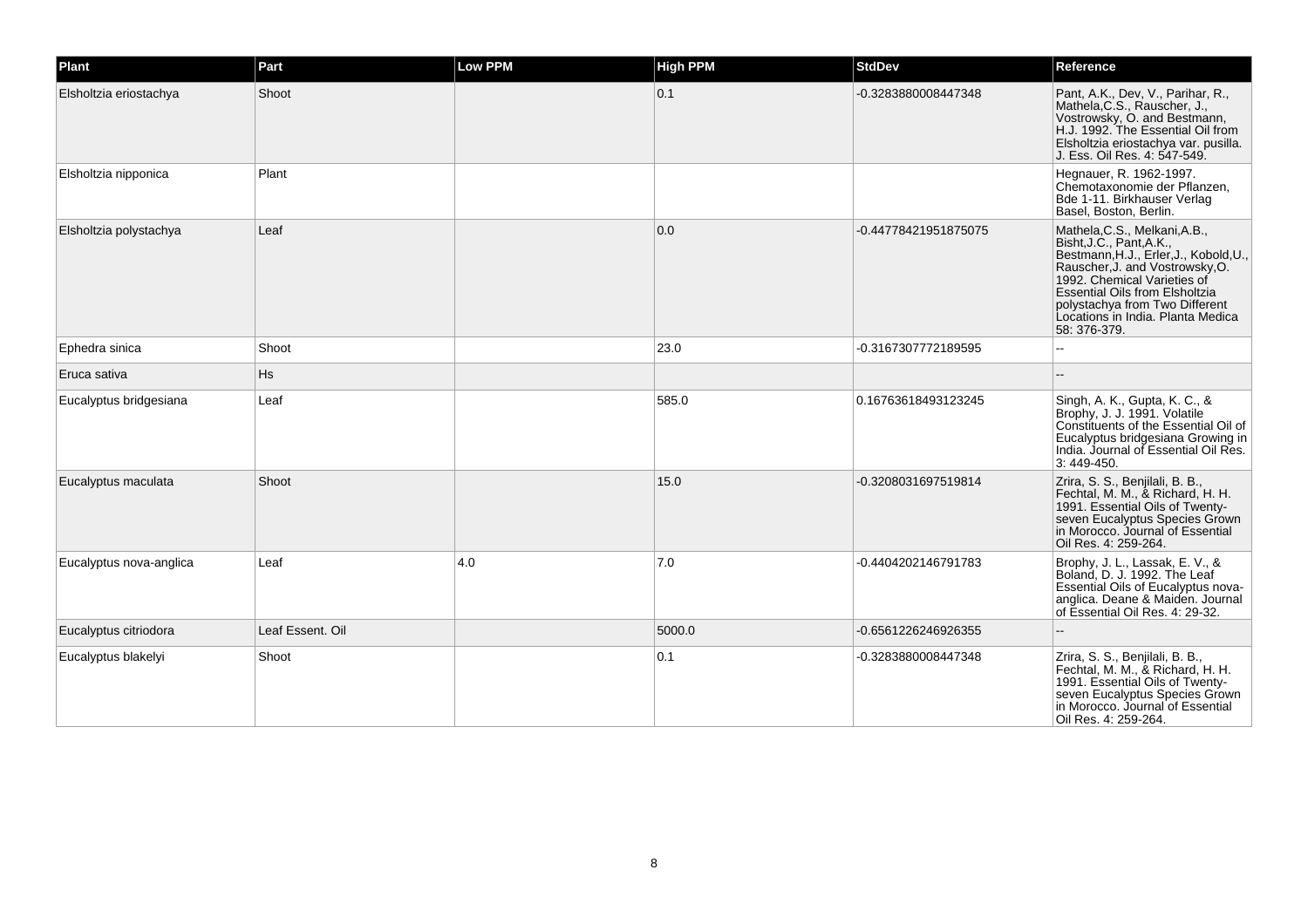| Plant | Part | Low PPM | High PPM | StdDev | Reference |
| --- | --- | --- | --- | --- | --- |
| Elsholtzia eriostachya | Shoot | | 0.1 | -0.3283880008447348 | Pant, A.K., Dev, V., Parihar, R., Mathela,C.S., Rauscher, J., Vostrowsky, O. and Bestmann, H.J. 1992. The Essential Oil from Elsholtzia eriostachya var. pusilla. J. Ess. Oil Res. 4: 547-549. |
| Elsholtzia nipponica | Plant | | | | Hegnauer, R. 1962-1997. Chemotaxonomie der Pflanzen, Bde 1-11. Birkhauser Verlag Basel, Boston, Berlin. |
| Elsholtzia polystachya | Leaf | | 0.0 | -0.44778421951875075 | Mathela,C.S., Melkani,A.B., Bisht,J.C., Pant,A.K., Bestmann,H.J., Erler,J., Kobold,U., Rauscher,J. and Vostrowsky,O. 1992. Chemical Varieties of Essential Oils from Elsholtzia polystachya from Two Different Locations in India. Planta Medica 58: 376-379. |
| Ephedra sinica | Shoot | | 23.0 | -0.3167307772189595 | -- |
| Eruca sativa | Hs | | | | -- |
| Eucalyptus bridgesiana | Leaf | | 585.0 | 0.16763618493123245 | Singh, A. K., Gupta, K. C., & Brophy, J. J. 1991. Volatile Constituents of the Essential Oil of Eucalyptus bridgesiana Growing in India. Journal of Essential Oil Res. 3: 449-450. |
| Eucalyptus maculata | Shoot | | 15.0 | -0.3208031697519814 | Zrira, S. S., Benjilali, B. B., Fechtal, M. M., & Richard, H. H. 1991. Essential Oils of Twenty-seven Eucalyptus Species Grown in Morocco. Journal of Essential Oil Res. 4: 259-264. |
| Eucalyptus nova-anglica | Leaf | 4.0 | 7.0 | -0.4404202146791783 | Brophy, J. L., Lassak, E. V., & Boland, D. J. 1992. The Leaf Essential Oils of Eucalyptus nova-anglica. Deane & Maiden. Journal of Essential Oil Res. 4: 29-32. |
| Eucalyptus citriodora | Leaf Essent. Oil | | 5000.0 | -0.6561226246926355 | -- |
| Eucalyptus blakelyi | Shoot | | 0.1 | -0.3283880008447348 | Zrira, S. S., Benjilali, B. B., Fechtal, M. M., & Richard, H. H. 1991. Essential Oils of Twenty-seven Eucalyptus Species Grown in Morocco. Journal of Essential Oil Res. 4: 259-264. |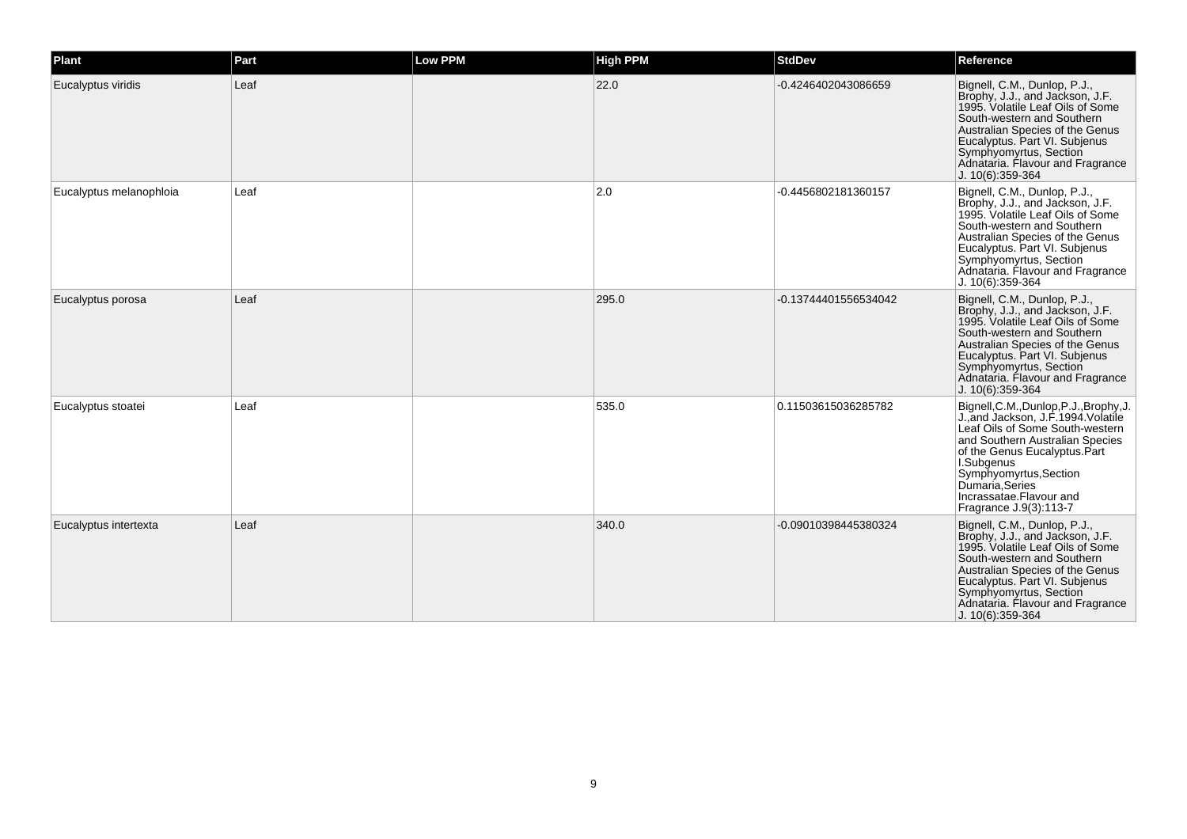| Plant | Part | Low PPM | High PPM | StdDev | Reference |
| --- | --- | --- | --- | --- | --- |
| Eucalyptus viridis | Leaf | | 22.0 | -0.4246402043086659 | Bignell, C.M., Dunlop, P.J., Brophy, J.J., and Jackson, J.F. 1995. Volatile Leaf Oils of Some South-western and Southern Australian Species of the Genus Eucalyptus. Part VI. Subjenus Symphyomyrtus, Section Adnataria. Flavour and Fragrance J. 10(6):359-364 |
| Eucalyptus melanophloia | Leaf | | 2.0 | -0.4456802181360157 | Bignell, C.M., Dunlop, P.J., Brophy, J.J., and Jackson, J.F. 1995. Volatile Leaf Oils of Some South-western and Southern Australian Species of the Genus Eucalyptus. Part VI. Subjenus Symphyomyrtus, Section Adnataria. Flavour and Fragrance J. 10(6):359-364 |
| Eucalyptus porosa | Leaf | | 295.0 | -0.13744401556534042 | Bignell, C.M., Dunlop, P.J., Brophy, J.J., and Jackson, J.F. 1995. Volatile Leaf Oils of Some South-western and Southern Australian Species of the Genus Eucalyptus. Part VI. Subjenus Symphyomyrtus, Section Adnataria. Flavour and Fragrance J. 10(6):359-364 |
| Eucalyptus stoatei | Leaf | | 535.0 | 0.11503615036285782 | Bignell,C.M.,Dunlop,P.J.,Brophy,J.J.,and Jackson, J.F.1994.Volatile Leaf Oils of Some South-western and Southern Australian Species of the Genus Eucalyptus.Part I.Subgenus Symphyomyrtus,Section Dumaria,Series Incrassatae.Flavour and Fragrance J.9(3):113-7 |
| Eucalyptus intertexta | Leaf | | 340.0 | -0.09010398445380324 | Bignell, C.M., Dunlop, P.J., Brophy, J.J., and Jackson, J.F. 1995. Volatile Leaf Oils of Some South-western and Southern Australian Species of the Genus Eucalyptus. Part VI. Subjenus Symphyomyrtus, Section Adnataria. Flavour and Fragrance J. 10(6):359-364 |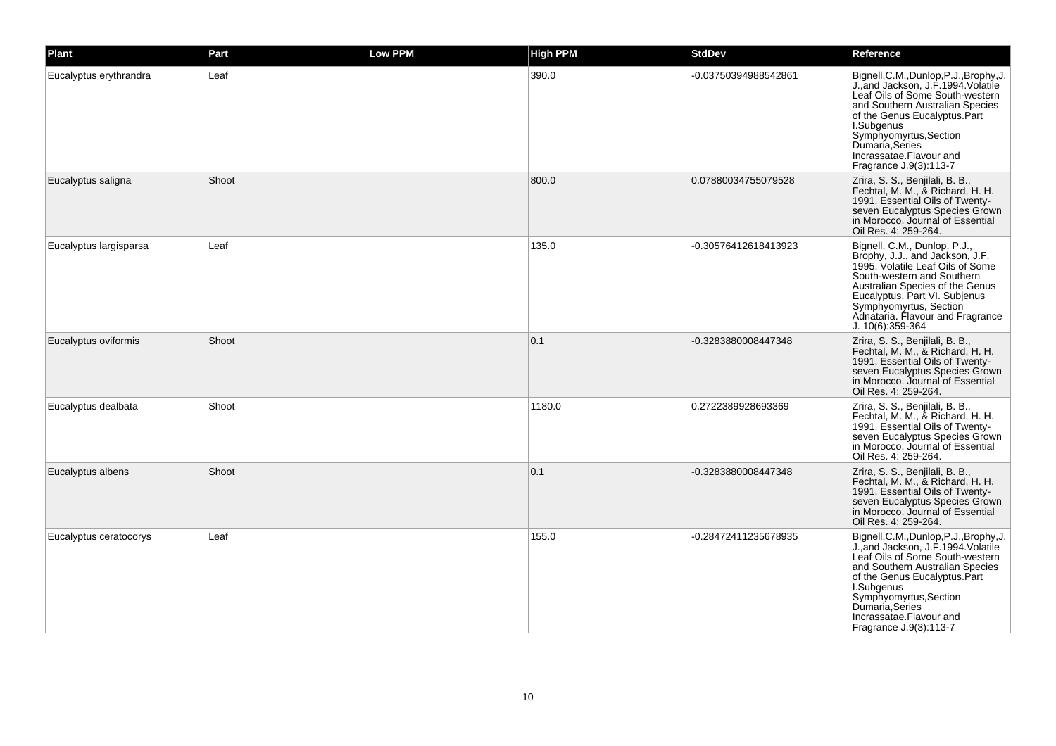| Plant | Part | Low PPM | High PPM | StdDev | Reference |
| --- | --- | --- | --- | --- | --- |
| Eucalyptus erythrandra | Leaf | | 390.0 | -0.03750394988542861 | Bignell,C.M.,Dunlop,P.J.,Brophy,J. J.,and Jackson, J.F.1994.Volatile Leaf Oils of Some South-western and Southern Australian Species of the Genus Eucalyptus.Part I.Subgenus Symphyomyrtus,Section Dumaria,Series Incrassatae.Flavour and Fragrance J.9(3):113-7 |
| Eucalyptus saligna | Shoot | | 800.0 | 0.07880034755079528 | Zrira, S. S., Benjilali, B. B., Fechtal, M. M., & Richard, H. H. 1991. Essential Oils of Twenty-seven Eucalyptus Species Grown in Morocco. Journal of Essential Oil Res. 4: 259-264. |
| Eucalyptus largisparsa | Leaf | | 135.0 | -0.30576412618413923 | Bignell, C.M., Dunlop, P.J., Brophy, J.J., and Jackson, J.F. 1995. Volatile Leaf Oils of Some South-western and Southern Australian Species of the Genus Eucalyptus. Part VI. Subjenus Symphyomyrtus, Section Adnataria. Flavour and Fragrance J. 10(6):359-364 |
| Eucalyptus oviformis | Shoot | | 0.1 | -0.3283880008447348 | Zrira, S. S., Benjilali, B. B., Fechtal, M. M., & Richard, H. H. 1991. Essential Oils of Twenty-seven Eucalyptus Species Grown in Morocco. Journal of Essential Oil Res. 4: 259-264. |
| Eucalyptus dealbata | Shoot | | 1180.0 | 0.2722389928693369 | Zrira, S. S., Benjilali, B. B., Fechtal, M. M., & Richard, H. H. 1991. Essential Oils of Twenty-seven Eucalyptus Species Grown in Morocco. Journal of Essential Oil Res. 4: 259-264. |
| Eucalyptus albens | Shoot | | 0.1 | -0.3283880008447348 | Zrira, S. S., Benjilali, B. B., Fechtal, M. M., & Richard, H. H. 1991. Essential Oils of Twenty-seven Eucalyptus Species Grown in Morocco. Journal of Essential Oil Res. 4: 259-264. |
| Eucalyptus ceratocorys | Leaf | | 155.0 | -0.28472411235678935 | Bignell,C.M.,Dunlop,P.J.,Brophy,J. J.,and Jackson, J.F.1994.Volatile Leaf Oils of Some South-western and Southern Australian Species of the Genus Eucalyptus.Part I.Subgenus Symphyomyrtus,Section Dumaria,Series Incrassatae.Flavour and Fragrance J.9(3):113-7 |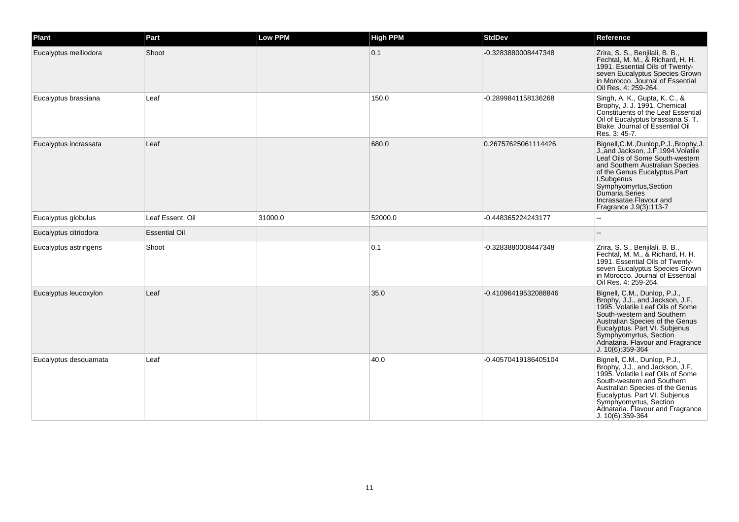| Plant | Part | Low PPM | High PPM | StdDev | Reference |
|---|---|---|---|---|---|
| Eucalyptus melliodora | Shoot | | 0.1 | -0.3283880008447348 | Zrira, S. S., Benjilali, B. B., Fechtal, M. M., & Richard, H. H. 1991. Essential Oils of Twenty-seven Eucalyptus Species Grown in Morocco. Journal of Essential Oil Res. 4: 259-264. |
| Eucalyptus brassiana | Leaf | | 150.0 | -0.2899841158136268 | Singh, A. K., Gupta, K. C., & Brophy, J. J. 1991. Chemical Constituents of the Leaf Essential Oil of Eucalyptus brassiana S. T. Blake. Journal of Essential Oil Res. 3: 45-7. |
| Eucalyptus incrassata | Leaf | | 680.0 | 0.26757625061114426 | Bignell,C.M.,Dunlop,P.J.,Brophy,J.J.,and Jackson, J.F.1994.Volatile Leaf Oils of Some South-western and Southern Australian Species of the Genus Eucalyptus.Part I.Subgenus Symphyomyrtus,Section Dumaria,Series Incrassatae.Flavour and Fragrance J.9(3):113-7 |
| Eucalyptus globulus | Leaf Essent. Oil | 31000.0 | 52000.0 | -0.448365224243177 | -- |
| Eucalyptus citriodora | Essential Oil | | | | -- |
| Eucalyptus astringens | Shoot | | 0.1 | -0.3283880008447348 | Zrira, S. S., Benjilali, B. B., Fechtal, M. M., & Richard, H. H. 1991. Essential Oils of Twenty-seven Eucalyptus Species Grown in Morocco. Journal of Essential Oil Res. 4: 259-264. |
| Eucalyptus leucoxylon | Leaf | | 35.0 | -0.41096419532088846 | Bignell, C.M., Dunlop, P.J., Brophy, J.J., and Jackson, J.F. 1995. Volatile Leaf Oils of Some South-western and Southern Australian Species of the Genus Eucalyptus. Part VI. Subjenus Symphyomyrtus, Section Adnataria. Flavour and Fragrance J. 10(6):359-364 |
| Eucalyptus desquamata | Leaf | | 40.0 | -0.40570419186405104 | Bignell, C.M., Dunlop, P.J., Brophy, J.J., and Jackson, J.F. 1995. Volatile Leaf Oils of Some South-western and Southern Australian Species of the Genus Eucalyptus. Part VI. Subjenus Symphyomyrtus, Section Adnataria. Flavour and Fragrance J. 10(6):359-364 |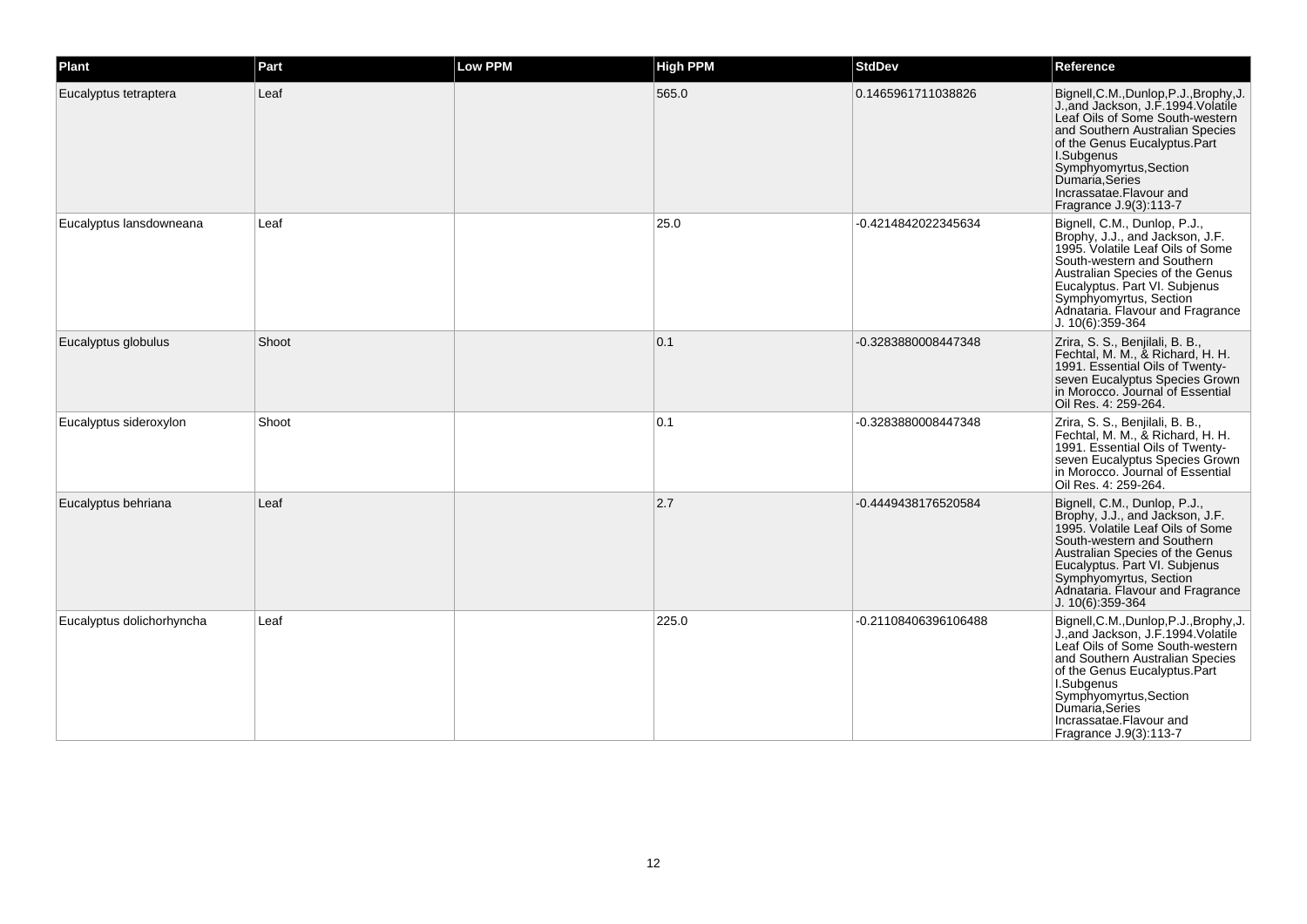| Plant | Part | Low PPM | High PPM | StdDev | Reference |
| --- | --- | --- | --- | --- | --- |
| Eucalyptus tetraptera | Leaf | | 565.0 | 0.1465961711038826 | Bignell,C.M.,Dunlop,P.J.,Brophy,J.J.,and Jackson, J.F.1994.Volatile Leaf Oils of Some South-western and Southern Australian Species of the Genus Eucalyptus.Part I.Subgenus Symphyomyrtus,Section Dumaria,Series Incrassatae.Flavour and Fragrance J.9(3):113-7 |
| Eucalyptus lansdowneana | Leaf | | 25.0 | -0.4214842022345634 | Bignell, C.M., Dunlop, P.J., Brophy, J.J., and Jackson, J.F. 1995. Volatile Leaf Oils of Some South-western and Southern Australian Species of the Genus Eucalyptus. Part VI. Subjenus Symphyomyrtus, Section Adnataria. Flavour and Fragrance J. 10(6):359-364 |
| Eucalyptus globulus | Shoot | | 0.1 | -0.3283880008447348 | Zrira, S. S., Benjilali, B. B., Fechtal, M. M., & Richard, H. H. 1991. Essential Oils of Twenty-seven Eucalyptus Species Grown in Morocco. Journal of Essential Oil Res. 4: 259-264. |
| Eucalyptus sideroxylon | Shoot | | 0.1 | -0.3283880008447348 | Zrira, S. S., Benjilali, B. B., Fechtal, M. M., & Richard, H. H. 1991. Essential Oils of Twenty-seven Eucalyptus Species Grown in Morocco. Journal of Essential Oil Res. 4: 259-264. |
| Eucalyptus behriana | Leaf | | 2.7 | -0.4449438176520584 | Bignell, C.M., Dunlop, P.J., Brophy, J.J., and Jackson, J.F. 1995. Volatile Leaf Oils of Some South-western and Southern Australian Species of the Genus Eucalyptus. Part VI. Subjenus Symphyomyrtus, Section Adnataria. Flavour and Fragrance J. 10(6):359-364 |
| Eucalyptus dolichorhyncha | Leaf | | 225.0 | -0.21108406396106488 | Bignell,C.M.,Dunlop,P.J.,Brophy,J.J.,and Jackson, J.F.1994.Volatile Leaf Oils of Some South-western and Southern Australian Species of the Genus Eucalyptus.Part I.Subgenus Symphyomyrtus,Section Dumaria,Series Incrassatae.Flavour and Fragrance J.9(3):113-7 |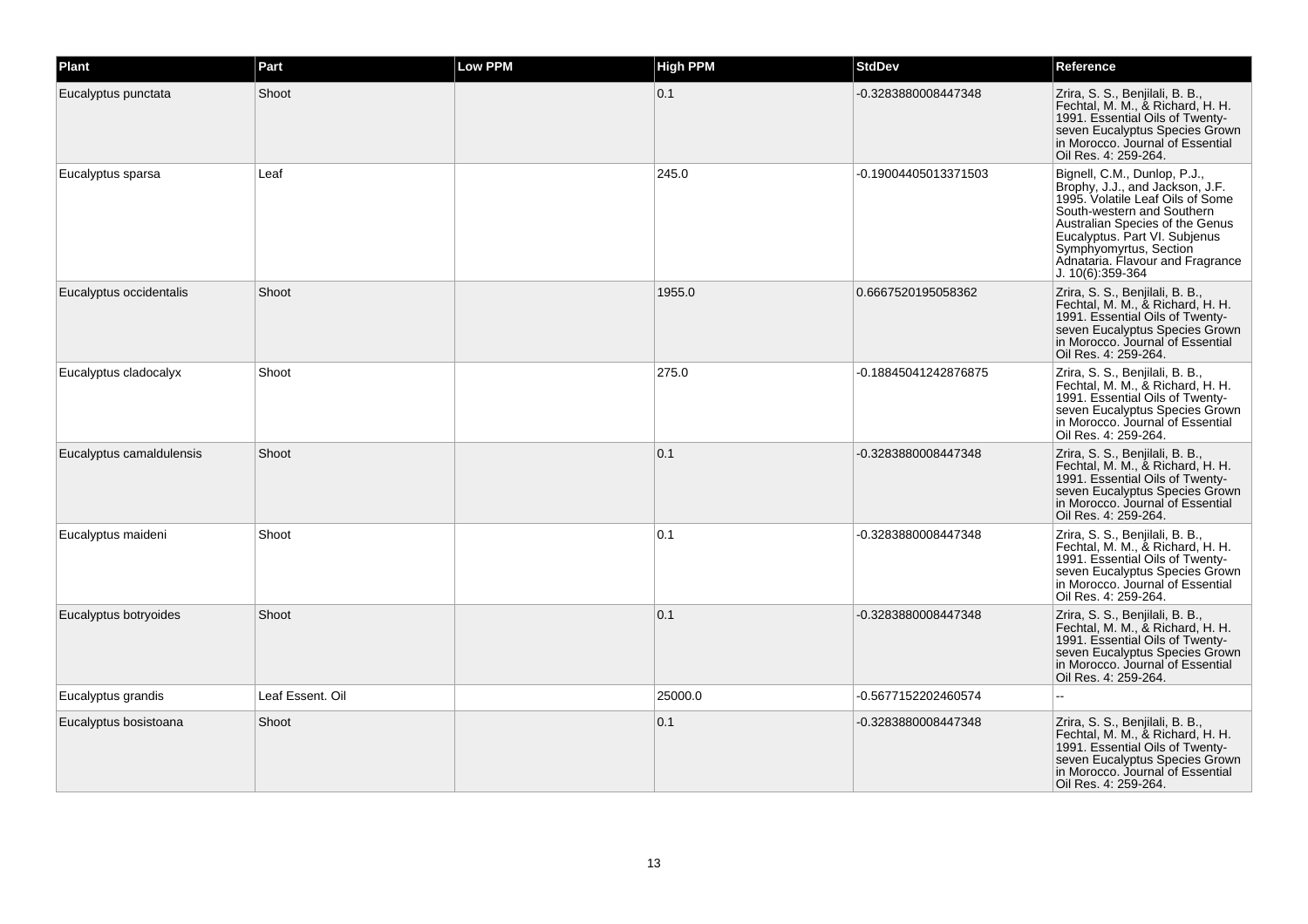| Plant | Part | Low PPM | High PPM | StdDev | Reference |
| --- | --- | --- | --- | --- | --- |
| Eucalyptus punctata | Shoot | | 0.1 | -0.3283880008447348 | Zrira, S. S., Benjilali, B. B., Fechtal, M. M., & Richard, H. H. 1991. Essential Oils of Twenty-seven Eucalyptus Species Grown in Morocco. Journal of Essential Oil Res. 4: 259-264. |
| Eucalyptus sparsa | Leaf | | 245.0 | -0.19004405013371503 | Bignell, C.M., Dunlop, P.J., Brophy, J.J., and Jackson, J.F. 1995. Volatile Leaf Oils of Some South-western and Southern Australian Species of the Genus Eucalyptus. Part VI. Subjenus Symphyomyrtus, Section Adnataria. Flavour and Fragrance J. 10(6):359-364 |
| Eucalyptus occidentalis | Shoot | | 1955.0 | 0.6667520195058362 | Zrira, S. S., Benjilali, B. B., Fechtal, M. M., & Richard, H. H. 1991. Essential Oils of Twenty-seven Eucalyptus Species Grown in Morocco. Journal of Essential Oil Res. 4: 259-264. |
| Eucalyptus cladocalyx | Shoot | | 275.0 | -0.18845041242876875 | Zrira, S. S., Benjilali, B. B., Fechtal, M. M., & Richard, H. H. 1991. Essential Oils of Twenty-seven Eucalyptus Species Grown in Morocco. Journal of Essential Oil Res. 4: 259-264. |
| Eucalyptus camaldulensis | Shoot | | 0.1 | -0.3283880008447348 | Zrira, S. S., Benjilali, B. B., Fechtal, M. M., & Richard, H. H. 1991. Essential Oils of Twenty-seven Eucalyptus Species Grown in Morocco. Journal of Essential Oil Res. 4: 259-264. |
| Eucalyptus maideni | Shoot | | 0.1 | -0.3283880008447348 | Zrira, S. S., Benjilali, B. B., Fechtal, M. M., & Richard, H. H. 1991. Essential Oils of Twenty-seven Eucalyptus Species Grown in Morocco. Journal of Essential Oil Res. 4: 259-264. |
| Eucalyptus botryoides | Shoot | | 0.1 | -0.3283880008447348 | Zrira, S. S., Benjilali, B. B., Fechtal, M. M., & Richard, H. H. 1991. Essential Oils of Twenty-seven Eucalyptus Species Grown in Morocco. Journal of Essential Oil Res. 4: 259-264. |
| Eucalyptus grandis | Leaf Essent. Oil | | 25000.0 | -0.5677152202460574 | -- |
| Eucalyptus bosistoana | Shoot | | 0.1 | -0.3283880008447348 | Zrira, S. S., Benjilali, B. B., Fechtal, M. M., & Richard, H. H. 1991. Essential Oils of Twenty-seven Eucalyptus Species Grown in Morocco. Journal of Essential Oil Res. 4: 259-264. |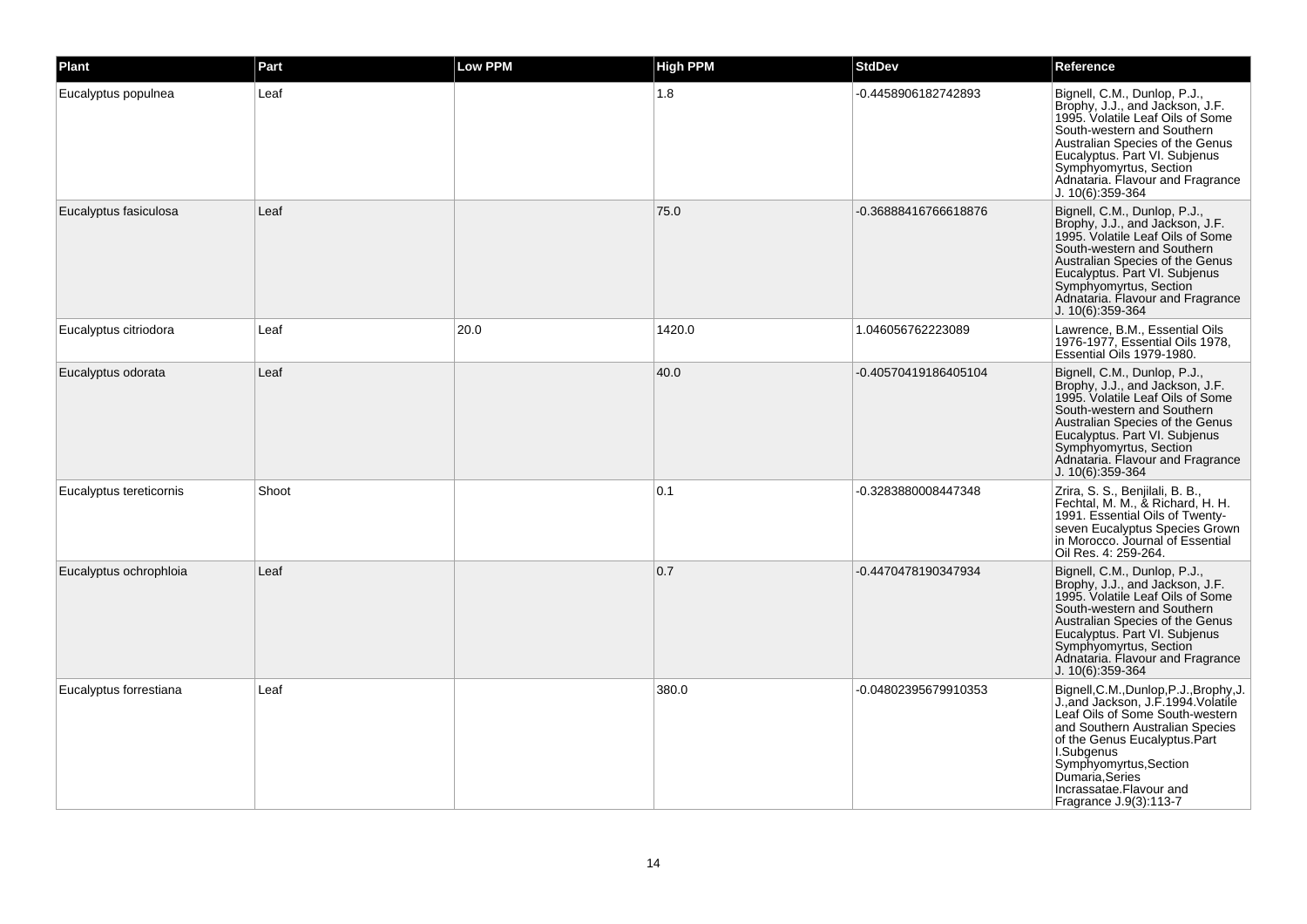| Plant | Part | Low PPM | High PPM | StdDev | Reference |
|---|---|---|---|---|---|
| Eucalyptus populnea | Leaf | | 1.8 | -0.4458906182742893 | Bignell, C.M., Dunlop, P.J., Brophy, J.J., and Jackson, J.F. 1995. Volatile Leaf Oils of Some South-western and Southern Australian Species of the Genus Eucalyptus. Part VI. Subjenus Symphyomyrtus, Section Adnataria. Flavour and Fragrance J. 10(6):359-364 |
| Eucalyptus fasiculosa | Leaf | | 75.0 | -0.36888416766618876 | Bignell, C.M., Dunlop, P.J., Brophy, J.J., and Jackson, J.F. 1995. Volatile Leaf Oils of Some South-western and Southern Australian Species of the Genus Eucalyptus. Part VI. Subjenus Symphyomyrtus, Section Adnataria. Flavour and Fragrance J. 10(6):359-364 |
| Eucalyptus citriodora | Leaf | 20.0 | 1420.0 | 1.046056762223089 | Lawrence, B.M., Essential Oils 1976-1977, Essential Oils 1978, Essential Oils 1979-1980. |
| Eucalyptus odorata | Leaf | | 40.0 | -0.40570419186405104 | Bignell, C.M., Dunlop, P.J., Brophy, J.J., and Jackson, J.F. 1995. Volatile Leaf Oils of Some South-western and Southern Australian Species of the Genus Eucalyptus. Part VI. Subjenus Symphyomyrtus, Section Adnataria. Flavour and Fragrance J. 10(6):359-364 |
| Eucalyptus tereticornis | Shoot | | 0.1 | -0.3283880008447348 | Zrira, S. S., Benjilali, B. B., Fechtal, M. M., & Richard, H. H. 1991. Essential Oils of Twenty-seven Eucalyptus Species Grown in Morocco. Journal of Essential Oil Res. 4: 259-264. |
| Eucalyptus ochrophloia | Leaf | | 0.7 | -0.4470478190347934 | Bignell, C.M., Dunlop, P.J., Brophy, J.J., and Jackson, J.F. 1995. Volatile Leaf Oils of Some South-western and Southern Australian Species of the Genus Eucalyptus. Part VI. Subjenus Symphyomyrtus, Section Adnataria. Flavour and Fragrance J. 10(6):359-364 |
| Eucalyptus forrestiana | Leaf | | 380.0 | -0.04802395679910353 | Bignell,C.M.,Dunlop,P.J.,Brophy,J.J.,and Jackson, J.F.1994.Volatile Leaf Oils of Some South-western and Southern Australian Species of the Genus Eucalyptus.Part I.Subgenus Symphyomyrtus,Section Dumaria,Series Incrassatae.Flavour and Fragrance J.9(3):113-7 |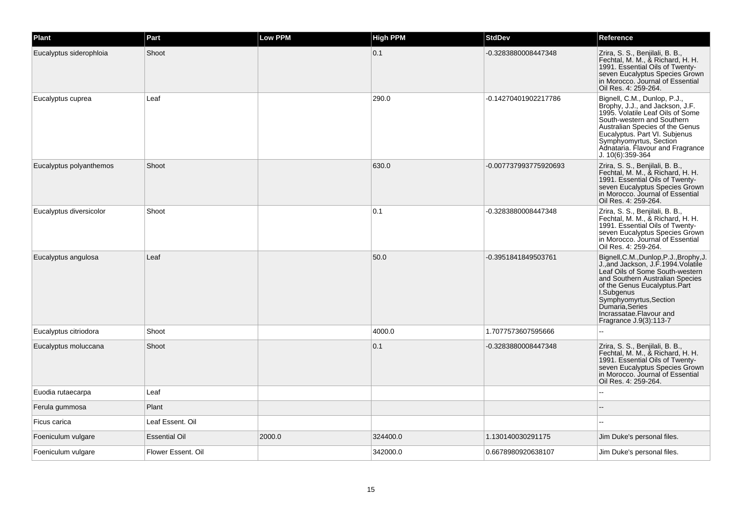| Plant | Part | Low PPM | High PPM | StdDev | Reference |
| --- | --- | --- | --- | --- | --- |
| Eucalyptus siderophloia | Shoot | | 0.1 | -0.3283880008447348 | Zrira, S. S., Benjilali, B. B., Fechtal, M. M., & Richard, H. H. 1991. Essential Oils of Twenty-seven Eucalyptus Species Grown in Morocco. Journal of Essential Oil Res. 4: 259-264. |
| Eucalyptus cuprea | Leaf | | 290.0 | -0.14270401902217786 | Bignell, C.M., Dunlop, P.J., Brophy, J.J., and Jackson, J.F. 1995. Volatile Leaf Oils of Some South-western and Southern Australian Species of the Genus Eucalyptus. Part VI. Subjenus Symphyomyrtus, Section Adnataria. Flavour and Fragrance J. 10(6):359-364 |
| Eucalyptus polyanthemos | Shoot | | 630.0 | -0.007737993775920693 | Zrira, S. S., Benjilali, B. B., Fechtal, M. M., & Richard, H. H. 1991. Essential Oils of Twenty-seven Eucalyptus Species Grown in Morocco. Journal of Essential Oil Res. 4: 259-264. |
| Eucalyptus diversicolor | Shoot | | 0.1 | -0.3283880008447348 | Zrira, S. S., Benjilali, B. B., Fechtal, M. M., & Richard, H. H. 1991. Essential Oils of Twenty-seven Eucalyptus Species Grown in Morocco. Journal of Essential Oil Res. 4: 259-264. |
| Eucalyptus angulosa | Leaf | | 50.0 | -0.3951841849503761 | Bignell,C.M.,Dunlop,P.J.,Brophy,J.J.,and Jackson, J.F.1994.Volatile Leaf Oils of Some South-western and Southern Australian Species of the Genus Eucalyptus.Part I.Subgenus Symphyomyrtus,Section Dumaria,Series Incrassatae.Flavour and Fragrance J.9(3):113-7 |
| Eucalyptus citriodora | Shoot | | 4000.0 | 1.7077573607595666 | -- |
| Eucalyptus moluccana | Shoot | | 0.1 | -0.3283880008447348 | Zrira, S. S., Benjilali, B. B., Fechtal, M. M., & Richard, H. H. 1991. Essential Oils of Twenty-seven Eucalyptus Species Grown in Morocco. Journal of Essential Oil Res. 4: 259-264. |
| Euodia rutaecarpa | Leaf | | | | -- |
| Ferula gummosa | Plant | | | | -- |
| Ficus carica | Leaf Essent. Oil | | | | -- |
| Foeniculum vulgare | Essential Oil | 2000.0 | 324400.0 | 1.130140030291175 | Jim Duke's personal files. |
| Foeniculum vulgare | Flower Essent. Oil | | 342000.0 | 0.6678980920638107 | Jim Duke's personal files. |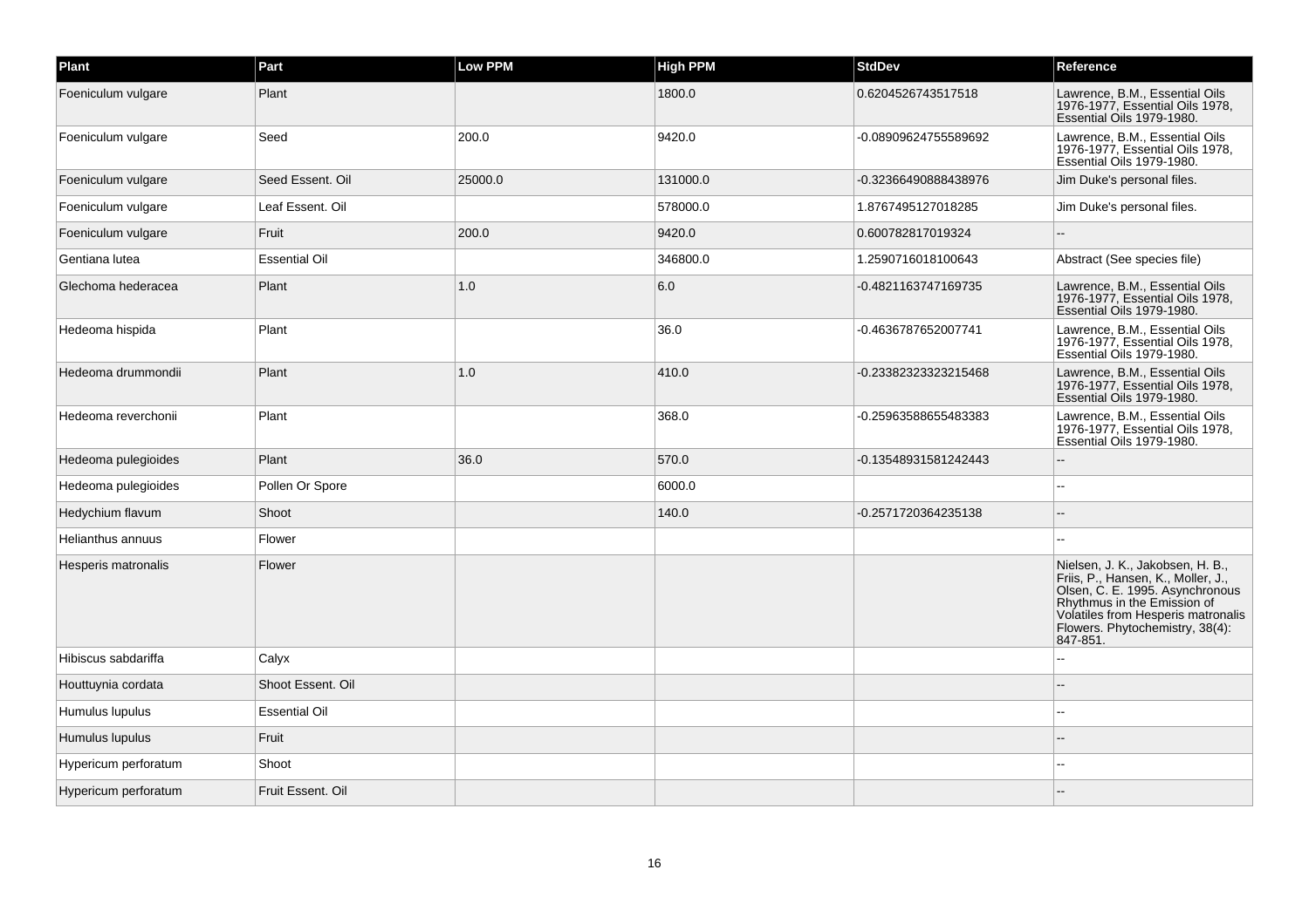| Plant | Part | Low PPM | High PPM | StdDev | Reference |
| --- | --- | --- | --- | --- | --- |
| Foeniculum vulgare | Plant | | 1800.0 | 0.6204526743517518 | Lawrence, B.M., Essential Oils 1976-1977, Essential Oils 1978, Essential Oils 1979-1980. |
| Foeniculum vulgare | Seed | 200.0 | 9420.0 | -0.08909624755589692 | Lawrence, B.M., Essential Oils 1976-1977, Essential Oils 1978, Essential Oils 1979-1980. |
| Foeniculum vulgare | Seed Essent. Oil | 25000.0 | 131000.0 | -0.32366490888438976 | Jim Duke's personal files. |
| Foeniculum vulgare | Leaf Essent. Oil | | 578000.0 | 1.8767495127018285 | Jim Duke's personal files. |
| Foeniculum vulgare | Fruit | 200.0 | 9420.0 | 0.600782817019324 | -- |
| Gentiana lutea | Essential Oil | | 346800.0 | 1.2590716018100643 | Abstract (See species file) |
| Glechoma hederacea | Plant | 1.0 | 6.0 | -0.4821163747169735 | Lawrence, B.M., Essential Oils 1976-1977, Essential Oils 1978, Essential Oils 1979-1980. |
| Hedeoma hispida | Plant | | 36.0 | -0.4636787652007741 | Lawrence, B.M., Essential Oils 1976-1977, Essential Oils 1978, Essential Oils 1979-1980. |
| Hedeoma drummondii | Plant | 1.0 | 410.0 | -0.23382323323215468 | Lawrence, B.M., Essential Oils 1976-1977, Essential Oils 1978, Essential Oils 1979-1980. |
| Hedeoma reverchonii | Plant | | 368.0 | -0.25963588655483383 | Lawrence, B.M., Essential Oils 1976-1977, Essential Oils 1978, Essential Oils 1979-1980. |
| Hedeoma pulegioides | Plant | 36.0 | 570.0 | -0.13548931581242443 | -- |
| Hedeoma pulegioides | Pollen Or Spore | | 6000.0 | | -- |
| Hedychium flavum | Shoot | | 140.0 | -0.2571720364235138 | -- |
| Helianthus annuus | Flower | | | | -- |
| Hesperis matronalis | Flower | | | | Nielsen, J. K., Jakobsen, H. B., Friis, P., Hansen, K., Moller, J., Olsen, C. E. 1995. Asynchronous Rhythmus in the Emission of Volatiles from Hesperis matronalis Flowers. Phytochemistry, 38(4): 847-851. |
| Hibiscus sabdariffa | Calyx | | | | -- |
| Houttuynia cordata | Shoot Essent. Oil | | | | -- |
| Humulus lupulus | Essential Oil | | | | -- |
| Humulus lupulus | Fruit | | | | -- |
| Hypericum perforatum | Shoot | | | | -- |
| Hypericum perforatum | Fruit Essent. Oil | | | | -- |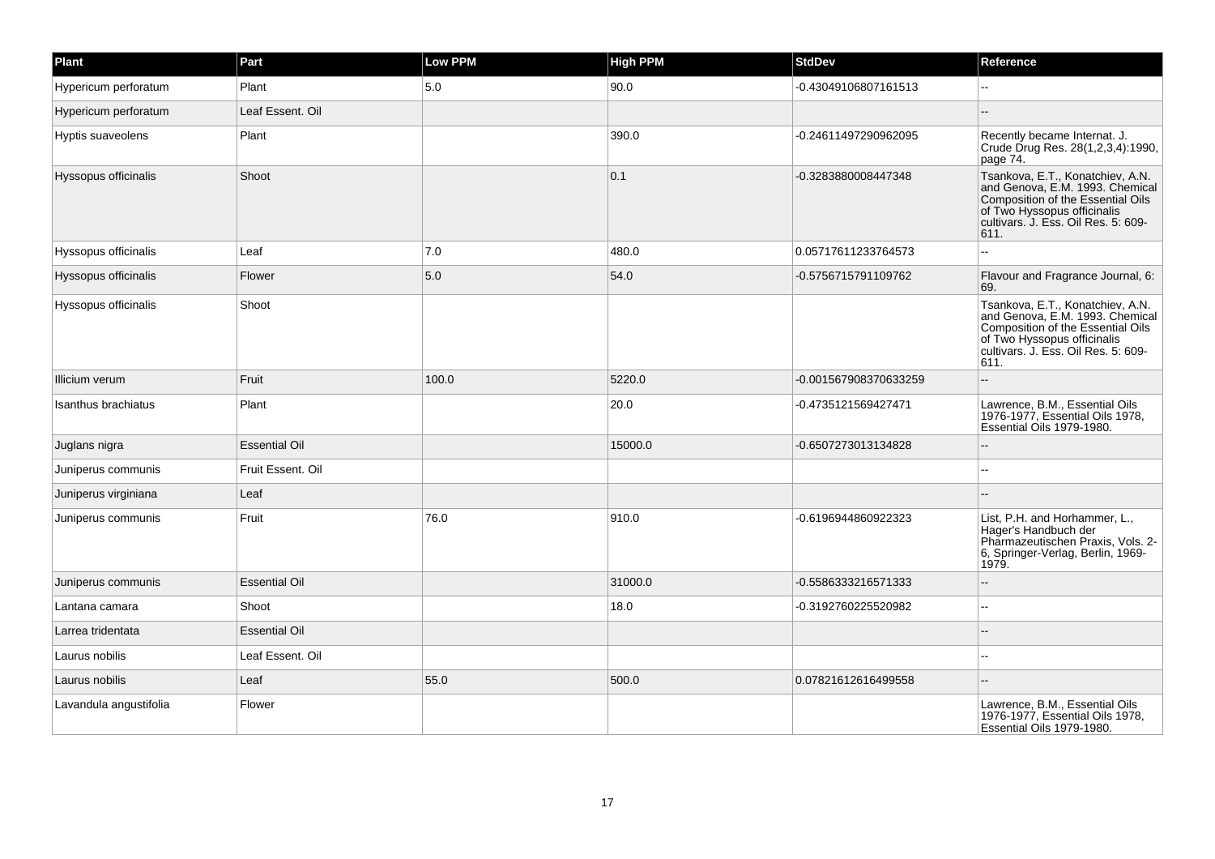| Plant | Part | Low PPM | High PPM | StdDev | Reference |
|---|---|---|---|---|---|
| Hypericum perforatum | Plant | 5.0 | 90.0 | -0.43049106807161513 | -- |
| Hypericum perforatum | Leaf Essent. Oil | | | | -- |
| Hyptis suaveolens | Plant | | 390.0 | -0.24611497290962095 | Recently became Internat. J. Crude Drug Res. 28(1,2,3,4):1990, page 74. |
| Hyssopus officinalis | Shoot | | 0.1 | -0.3283880008447348 | Tsankova, E.T., Konatchiev, A.N. and Genova, E.M. 1993. Chemical Composition of the Essential Oils of Two Hyssopus officinalis cultivars. J. Ess. Oil Res. 5: 609-611. |
| Hyssopus officinalis | Leaf | 7.0 | 480.0 | 0.05717611233764573 | -- |
| Hyssopus officinalis | Flower | 5.0 | 54.0 | -0.5756715791109762 | Flavour and Fragrance Journal, 6: 69. |
| Hyssopus officinalis | Shoot | | | | Tsankova, E.T., Konatchiev, A.N. and Genova, E.M. 1993. Chemical Composition of the Essential Oils of Two Hyssopus officinalis cultivars. J. Ess. Oil Res. 5: 609-611. |
| Illicium verum | Fruit | 100.0 | 5220.0 | -0.001567908370633259 | -- |
| Isanthus brachiatus | Plant | | 20.0 | -0.4735121569427471 | Lawrence, B.M., Essential Oils 1976-1977, Essential Oils 1978, Essential Oils 1979-1980. |
| Juglans nigra | Essential Oil | | 15000.0 | -0.6507273013134828 | -- |
| Juniperus communis | Fruit Essent. Oil | | | | -- |
| Juniperus virginiana | Leaf | | | | -- |
| Juniperus communis | Fruit | 76.0 | 910.0 | -0.6196944860922323 | List, P.H. and Horhammer, L., Hager's Handbuch der Pharmazeutischen Praxis, Vols. 2-6, Springer-Verlag, Berlin, 1969-1979. |
| Juniperus communis | Essential Oil | | 31000.0 | -0.5586333216571333 | -- |
| Lantana camara | Shoot | | 18.0 | -0.3192760225520982 | -- |
| Larrea tridentata | Essential Oil | | | | -- |
| Laurus nobilis | Leaf Essent. Oil | | | | -- |
| Laurus nobilis | Leaf | 55.0 | 500.0 | 0.07821612616499558 | -- |
| Lavandula angustifolia | Flower | | | | Lawrence, B.M., Essential Oils 1976-1977, Essential Oils 1978, Essential Oils 1979-1980. |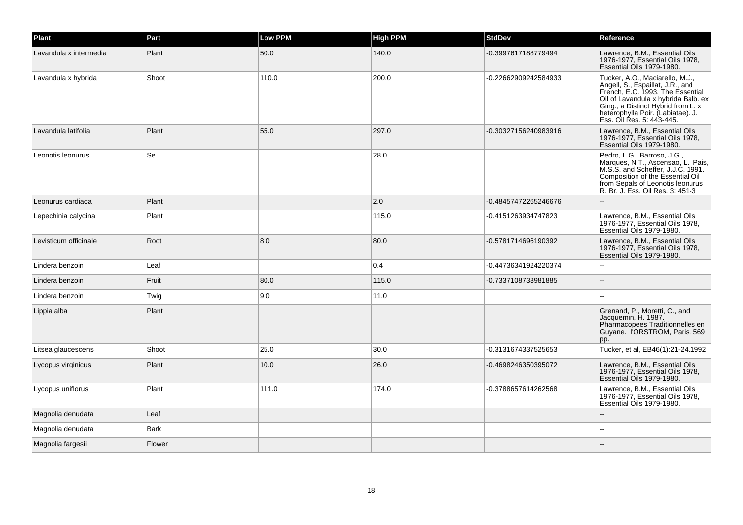| Plant | Part | Low PPM | High PPM | StdDev | Reference |
|---|---|---|---|---|---|
| Lavandula x intermedia | Plant | 50.0 | 140.0 | -0.3997617188779494 | Lawrence, B.M., Essential Oils 1976-1977, Essential Oils 1978, Essential Oils 1979-1980. |
| Lavandula x hybrida | Shoot | 110.0 | 200.0 | -0.22662909242584933 | Tucker, A.O., Maciarello, M.J., Angell, S., Espaillat, J.R., and French, E.C. 1993. The Essential Oil of Lavandula x hybrida Balb. ex Ging., a Distinct Hybrid from L. x heterophylla Poir. (Labiatae). J. Ess. Oil Res. 5: 443-445. |
| Lavandula latifolia | Plant | 55.0 | 297.0 | -0.30327156240983916 | Lawrence, B.M., Essential Oils 1976-1977, Essential Oils 1978, Essential Oils 1979-1980. |
| Leonotis leonurus | Se | | 28.0 | | Pedro, L.G., Barroso, J.G., Marques, N.T., Ascensao, L., Pais, M.S.S. and Scheffer, J.J.C. 1991. Composition of the Essential Oil from Sepals of Leonotis leonurus R. Br. J. Ess. Oil Res. 3: 451-3 |
| Leonurus cardiaca | Plant | | 2.0 | -0.48457472265246676 | -- |
| Lepechinia calycina | Plant | | 115.0 | -0.4151263934747823 | Lawrence, B.M., Essential Oils 1976-1977, Essential Oils 1978, Essential Oils 1979-1980. |
| Levisticum officinale | Root | 8.0 | 80.0 | -0.5781714696190392 | Lawrence, B.M., Essential Oils 1976-1977, Essential Oils 1978, Essential Oils 1979-1980. |
| Lindera benzoin | Leaf | | 0.4 | -0.44736341924220374 | -- |
| Lindera benzoin | Fruit | 80.0 | 115.0 | -0.7337108733981885 | -- |
| Lindera benzoin | Twig | 9.0 | 11.0 | | -- |
| Lippia alba | Plant | | | | Grenand, P., Moretti, C., and Jacquemin, H. 1987. Pharmacopees Traditionnelles en Guyane. l'ORSTROM, Paris. 569 pp. |
| Litsea glaucescens | Shoot | 25.0 | 30.0 | -0.3131674337525653 | Tucker, et al, EB46(1):21-24.1992 |
| Lycopus virginicus | Plant | 10.0 | 26.0 | -0.4698246350395072 | Lawrence, B.M., Essential Oils 1976-1977, Essential Oils 1978, Essential Oils 1979-1980. |
| Lycopus uniflorus | Plant | 111.0 | 174.0 | -0.3788657614262568 | Lawrence, B.M., Essential Oils 1976-1977, Essential Oils 1978, Essential Oils 1979-1980. |
| Magnolia denudata | Leaf | | | | -- |
| Magnolia denudata | Bark | | | | -- |
| Magnolia fargesii | Flower | | | | -- |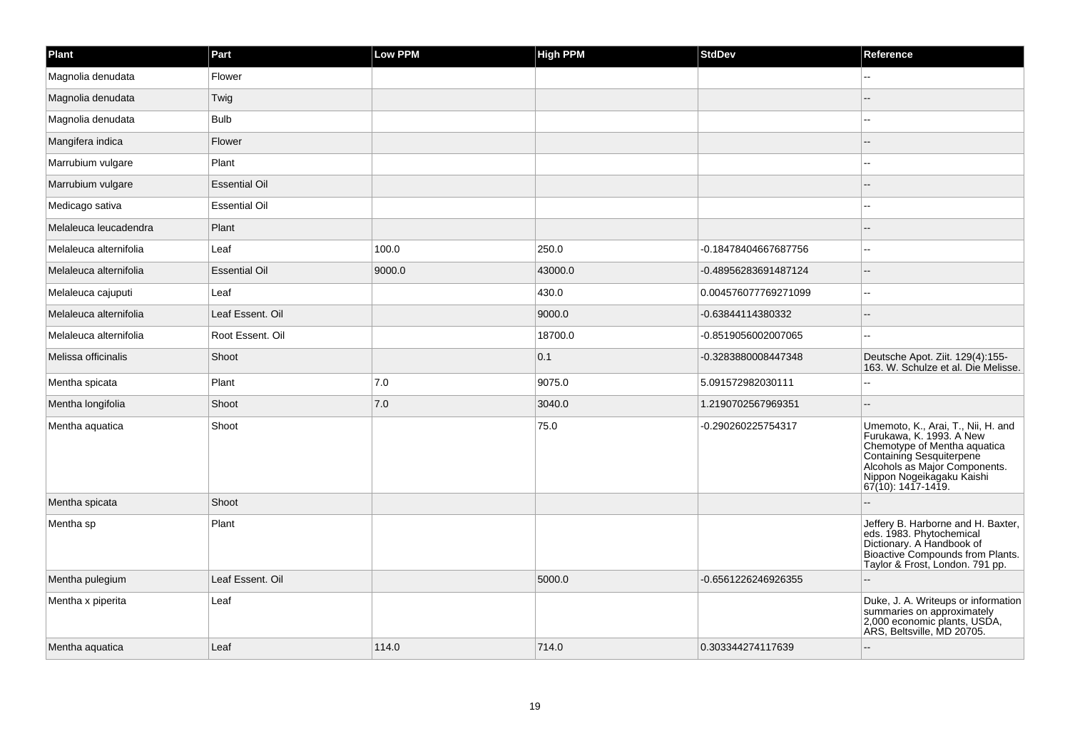| Plant | Part | Low PPM | High PPM | StdDev | Reference |
| --- | --- | --- | --- | --- | --- |
| Magnolia denudata | Flower | | | | -- |
| Magnolia denudata | Twig | | | | -- |
| Magnolia denudata | Bulb | | | | -- |
| Mangifera indica | Flower | | | | -- |
| Marrubium vulgare | Plant | | | | -- |
| Marrubium vulgare | Essential Oil | | | | -- |
| Medicago sativa | Essential Oil | | | | -- |
| Melaleuca leucadendra | Plant | | | | -- |
| Melaleuca alternifolia | Leaf | 100.0 | 250.0 | -0.18478404667687756 | -- |
| Melaleuca alternifolia | Essential Oil | 9000.0 | 43000.0 | -0.48956283691487124 | -- |
| Melaleuca cajuputi | Leaf | | 430.0 | 0.004576077769271099 | -- |
| Melaleuca alternifolia | Leaf Essent. Oil | | 9000.0 | -0.63844114380332 | -- |
| Melaleuca alternifolia | Root Essent. Oil | | 18700.0 | -0.8519056002007065 | -- |
| Melissa officinalis | Shoot | | 0.1 | -0.3283880008447348 | Deutsche Apot. Ziit. 129(4):155-163. W. Schulze et al. Die Melisse. |
| Mentha spicata | Plant | 7.0 | 9075.0 | 5.091572982030111 | -- |
| Mentha longifolia | Shoot | 7.0 | 3040.0 | 1.2190702567969351 | -- |
| Mentha aquatica | Shoot | | 75.0 | -0.290260225754317 | Umemoto, K., Arai, T., Nii, H. and Furukawa, K. 1993. A New Chemotype of Mentha aquatica Containing Sesquiterpene Alcohols as Major Components. Nippon Nogeikagaku Kaishi 67(10): 1417-1419. |
| Mentha spicata | Shoot | | | | -- |
| Mentha sp | Plant | | | | Jeffery B. Harborne and H. Baxter, eds. 1983. Phytochemical Dictionary. A Handbook of Bioactive Compounds from Plants. Taylor & Frost, London. 791 pp. |
| Mentha pulegium | Leaf Essent. Oil | | 5000.0 | -0.6561226246926355 | -- |
| Mentha x piperita | Leaf | | | | Duke, J. A. Writeups or information summaries on approximately 2,000 economic plants, USDA, ARS, Beltsville, MD 20705. |
| Mentha aquatica | Leaf | 114.0 | 714.0 | 0.303344274117639 | -- |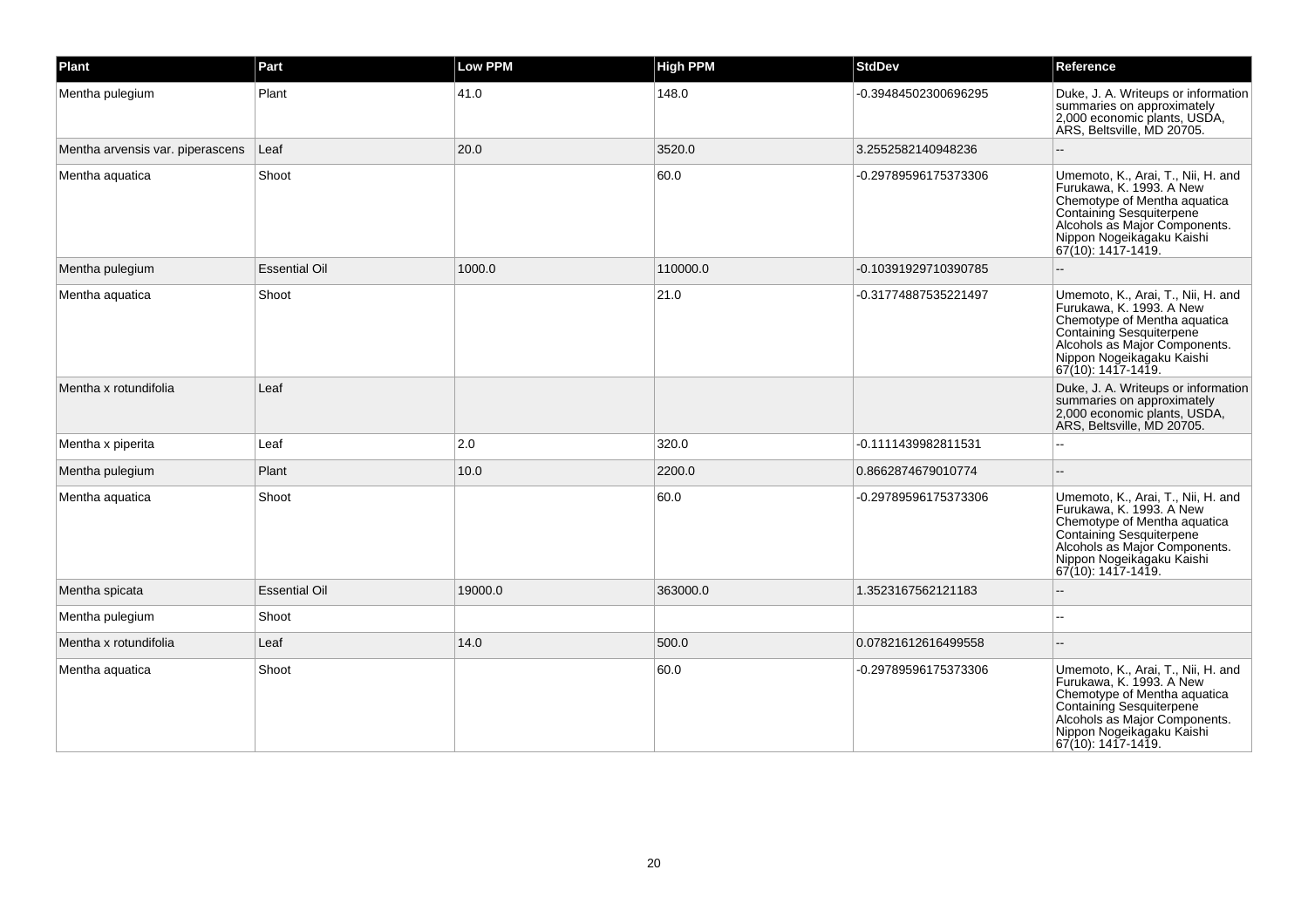| Plant | Part | Low PPM | High PPM | StdDev | Reference |
| --- | --- | --- | --- | --- | --- |
| Mentha pulegium | Plant | 41.0 | 148.0 | -0.39484502300696295 | Duke, J. A. Writeups or information summaries on approximately 2,000 economic plants, USDA, ARS, Beltsville, MD 20705. |
| Mentha arvensis var. piperascens | Leaf | 20.0 | 3520.0 | 3.2552582140948236 | -- |
| Mentha aquatica | Shoot | | 60.0 | -0.29789596175373306 | Umemoto, K., Arai, T., Nii, H. and Furukawa, K. 1993. A New Chemotype of Mentha aquatica Containing Sesquiterpene Alcohols as Major Components. Nippon Nogeikagaku Kaishi 67(10): 1417-1419. |
| Mentha pulegium | Essential Oil | 1000.0 | 110000.0 | -0.10391929710390785 | -- |
| Mentha aquatica | Shoot | | 21.0 | -0.31774887535221497 | Umemoto, K., Arai, T., Nii, H. and Furukawa, K. 1993. A New Chemotype of Mentha aquatica Containing Sesquiterpene Alcohols as Major Components. Nippon Nogeikagaku Kaishi 67(10): 1417-1419. |
| Mentha x rotundifolia | Leaf | | | | Duke, J. A. Writeups or information summaries on approximately 2,000 economic plants, USDA, ARS, Beltsville, MD 20705. |
| Mentha x piperita | Leaf | 2.0 | 320.0 | -0.1111439982811531 | -- |
| Mentha pulegium | Plant | 10.0 | 2200.0 | 0.8662874679010774 | -- |
| Mentha aquatica | Shoot | | 60.0 | -0.29789596175373306 | Umemoto, K., Arai, T., Nii, H. and Furukawa, K. 1993. A New Chemotype of Mentha aquatica Containing Sesquiterpene Alcohols as Major Components. Nippon Nogeikagaku Kaishi 67(10): 1417-1419. |
| Mentha spicata | Essential Oil | 19000.0 | 363000.0 | 1.3523167562121183 | -- |
| Mentha pulegium | Shoot | | | | -- |
| Mentha x rotundifolia | Leaf | 14.0 | 500.0 | 0.07821612616499558 | -- |
| Mentha aquatica | Shoot | | 60.0 | -0.29789596175373306 | Umemoto, K., Arai, T., Nii, H. and Furukawa, K. 1993. A New Chemotype of Mentha aquatica Containing Sesquiterpene Alcohols as Major Components. Nippon Nogeikagaku Kaishi 67(10): 1417-1419. |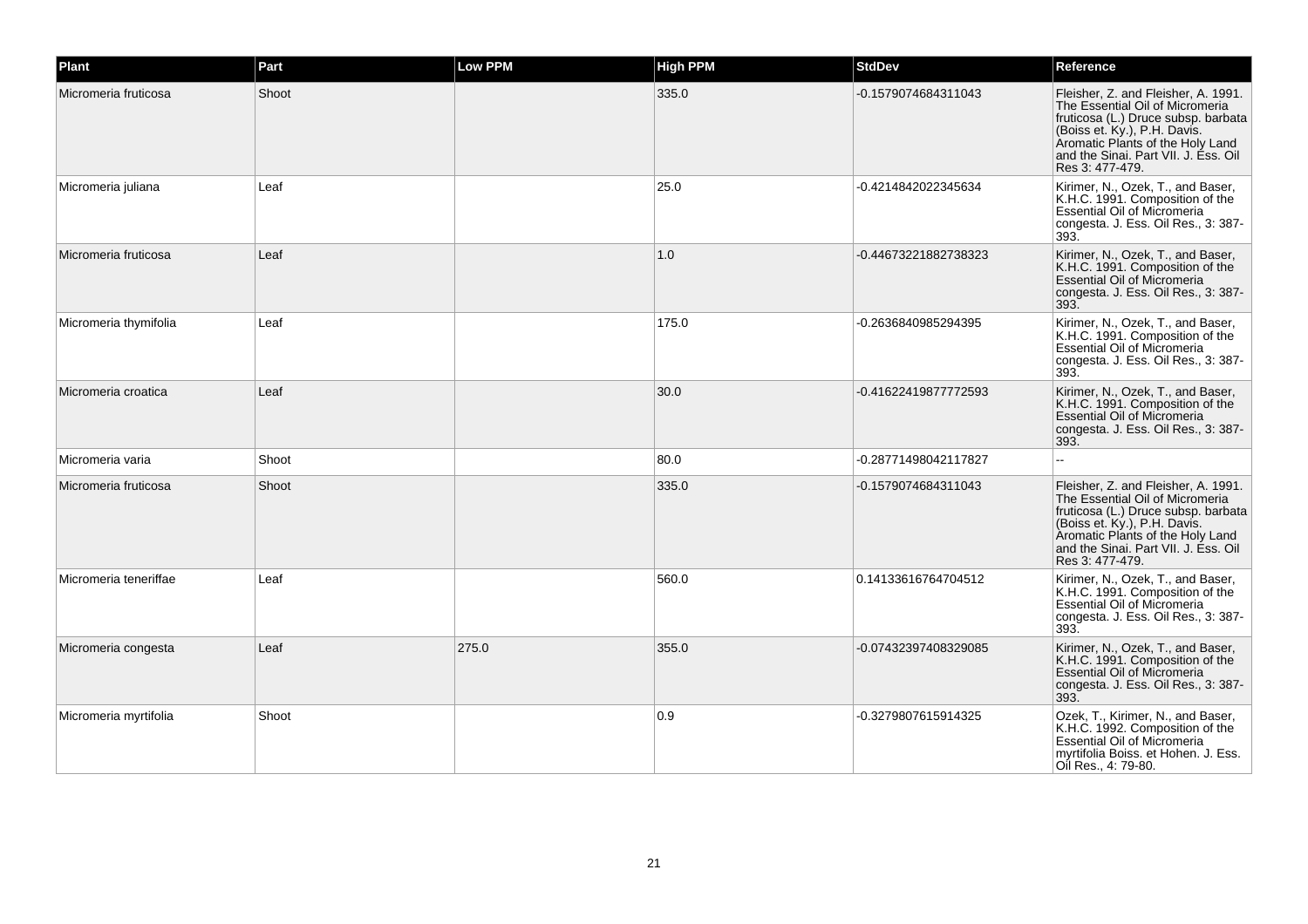| Plant | Part | Low PPM | High PPM | StdDev | Reference |
| --- | --- | --- | --- | --- | --- |
| Micromeria fruticosa | Shoot | | 335.0 | -0.1579074684311043 | Fleisher, Z. and Fleisher, A. 1991. The Essential Oil of Micromeria fruticosa (L.) Druce subsp. barbata (Boiss et. Ky.), P.H. Davis. Aromatic Plants of the Holy Land and the Sinai. Part VII. J. Ess. Oil Res 3: 477-479. |
| Micromeria juliana | Leaf | | 25.0 | -0.4214842022345634 | Kirimer, N., Ozek, T., and Baser, K.H.C. 1991. Composition of the Essential Oil of Micromeria congesta. J. Ess. Oil Res., 3: 387-393. |
| Micromeria fruticosa | Leaf | | 1.0 | -0.44673221882738323 | Kirimer, N., Ozek, T., and Baser, K.H.C. 1991. Composition of the Essential Oil of Micromeria congesta. J. Ess. Oil Res., 3: 387-393. |
| Micromeria thymifolia | Leaf | | 175.0 | -0.2636840985294395 | Kirimer, N., Ozek, T., and Baser, K.H.C. 1991. Composition of the Essential Oil of Micromeria congesta. J. Ess. Oil Res., 3: 387-393. |
| Micromeria croatica | Leaf | | 30.0 | -0.41622419877772593 | Kirimer, N., Ozek, T., and Baser, K.H.C. 1991. Composition of the Essential Oil of Micromeria congesta. J. Ess. Oil Res., 3: 387-393. |
| Micromeria varia | Shoot | | 80.0 | -0.28771498042117827 | -- |
| Micromeria fruticosa | Shoot | | 335.0 | -0.1579074684311043 | Fleisher, Z. and Fleisher, A. 1991. The Essential Oil of Micromeria fruticosa (L.) Druce subsp. barbata (Boiss et. Ky.), P.H. Davis. Aromatic Plants of the Holy Land and the Sinai. Part VII. J. Ess. Oil Res 3: 477-479. |
| Micromeria teneriffae | Leaf | | 560.0 | 0.14133616764704512 | Kirimer, N., Ozek, T., and Baser, K.H.C. 1991. Composition of the Essential Oil of Micromeria congesta. J. Ess. Oil Res., 3: 387-393. |
| Micromeria congesta | Leaf | 275.0 | 355.0 | -0.07432397408329085 | Kirimer, N., Ozek, T., and Baser, K.H.C. 1991. Composition of the Essential Oil of Micromeria congesta. J. Ess. Oil Res., 3: 387-393. |
| Micromeria myrtifolia | Shoot | | 0.9 | -0.3279807615914325 | Ozek, T., Kirimer, N., and Baser, K.H.C. 1992. Composition of the Essential Oil of Micromeria myrtifolia Boiss. et Hohen. J. Ess. Oil Res., 4: 79-80. |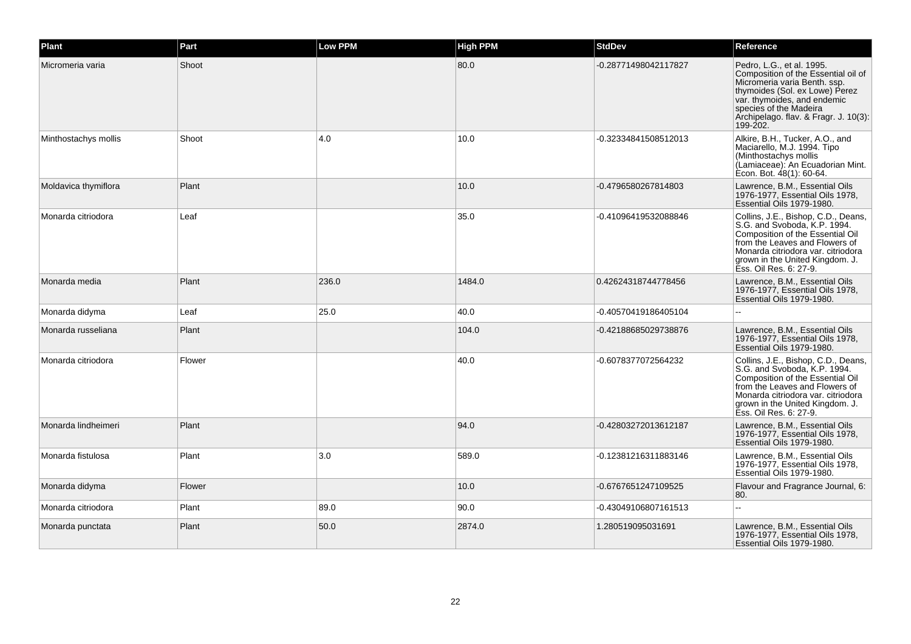| Plant | Part | Low PPM | High PPM | StdDev | Reference |
| --- | --- | --- | --- | --- | --- |
| Micromeria varia | Shoot | | 80.0 | -0.28771498042117827 | Pedro, L.G., et al. 1995. Composition of the Essential oil of Micromeria varia Benth. ssp. thymoides (Sol. ex Lowe) Perez var. thymoides, and endemic species of the Madeira Archipelago. flav. & Fragr. J. 10(3): 199-202. |
| Minthostachys mollis | Shoot | 4.0 | 10.0 | -0.32334841508512013 | Alkire, B.H., Tucker, A.O., and Maciarello, M.J. 1994. Tipo (Minthostachys mollis (Lamiaceae): An Ecuadorian Mint. Econ. Bot. 48(1): 60-64. |
| Moldavica thymiflora | Plant | | 10.0 | -0.4796580267814803 | Lawrence, B.M., Essential Oils 1976-1977, Essential Oils 1978, Essential Oils 1979-1980. |
| Monarda citriodora | Leaf | | 35.0 | -0.41096419532088846 | Collins, J.E., Bishop, C.D., Deans, S.G. and Svoboda, K.P. 1994. Composition of the Essential Oil from the Leaves and Flowers of Monarda citriodora var. citriodora grown in the United Kingdom. J. Ess. Oil Res. 6: 27-9. |
| Monarda media | Plant | 236.0 | 1484.0 | 0.42624318744778456 | Lawrence, B.M., Essential Oils 1976-1977, Essential Oils 1978, Essential Oils 1979-1980. |
| Monarda didyma | Leaf | 25.0 | 40.0 | -0.40570419186405104 | -- |
| Monarda russeliana | Plant | | 104.0 | -0.42188685029738876 | Lawrence, B.M., Essential Oils 1976-1977, Essential Oils 1978, Essential Oils 1979-1980. |
| Monarda citriodora | Flower | | 40.0 | -0.6078377072564232 | Collins, J.E., Bishop, C.D., Deans, S.G. and Svoboda, K.P. 1994. Composition of the Essential Oil from the Leaves and Flowers of Monarda citriodora var. citriodora grown in the United Kingdom. J. Ess. Oil Res. 6: 27-9. |
| Monarda lindheimeri | Plant | | 94.0 | -0.42803272013612187 | Lawrence, B.M., Essential Oils 1976-1977, Essential Oils 1978, Essential Oils 1979-1980. |
| Monarda fistulosa | Plant | 3.0 | 589.0 | -0.12381216311883146 | Lawrence, B.M., Essential Oils 1976-1977, Essential Oils 1978, Essential Oils 1979-1980. |
| Monarda didyma | Flower | | 10.0 | -0.6767651247109525 | Flavour and Fragrance Journal, 6: 80. |
| Monarda citriodora | Plant | 89.0 | 90.0 | -0.43049106807161513 | -- |
| Monarda punctata | Plant | 50.0 | 2874.0 | 1.280519095031691 | Lawrence, B.M., Essential Oils 1976-1977, Essential Oils 1978, Essential Oils 1979-1980. |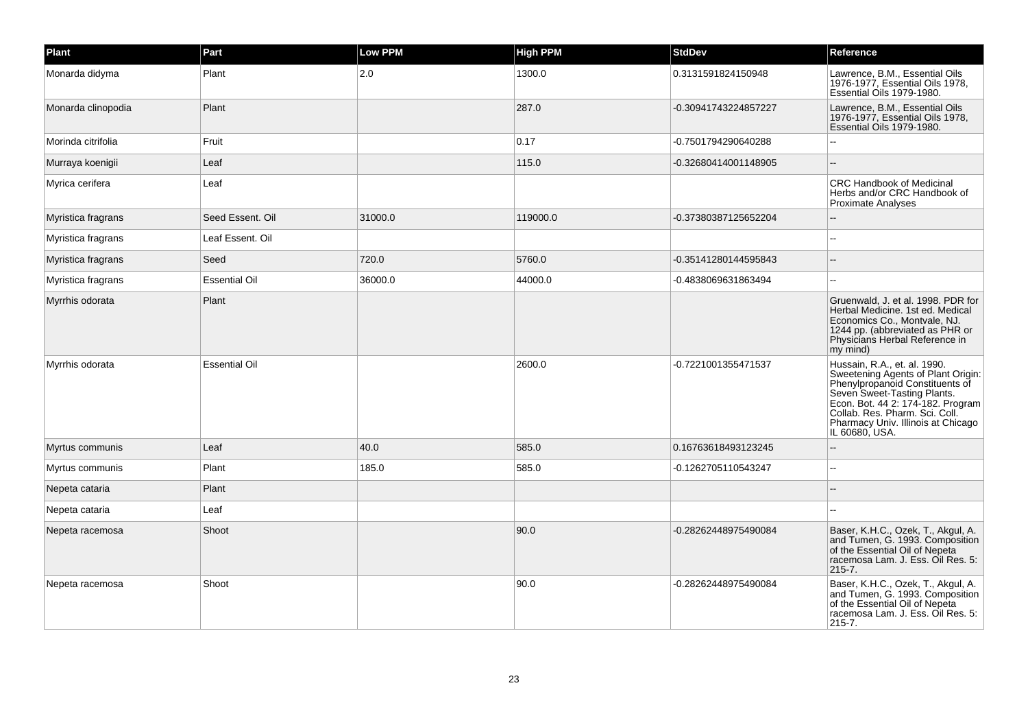| Plant | Part | Low PPM | High PPM | StdDev | Reference |
|---|---|---|---|---|---|
| Monarda didyma | Plant | 2.0 | 1300.0 | 0.3131591824150948 | Lawrence, B.M., Essential Oils 1976-1977, Essential Oils 1978, Essential Oils 1979-1980. |
| Monarda clinopodia | Plant | | 287.0 | -0.30941743224857227 | Lawrence, B.M., Essential Oils 1976-1977, Essential Oils 1978, Essential Oils 1979-1980. |
| Morinda citrifolia | Fruit | | 0.17 | -0.7501794290640288 | -- |
| Murraya koenigii | Leaf | | 115.0 | -0.32680414001148905 | -- |
| Myrica cerifera | Leaf | | | | CRC Handbook of Medicinal Herbs and/or CRC Handbook of Proximate Analyses |
| Myristica fragrans | Seed Essent. Oil | 31000.0 | 119000.0 | -0.37380387125652204 | -- |
| Myristica fragrans | Leaf Essent. Oil | | | | -- |
| Myristica fragrans | Seed | 720.0 | 5760.0 | -0.35141280144595843 | -- |
| Myristica fragrans | Essential Oil | 36000.0 | 44000.0 | -0.4838069631863494 | -- |
| Myrrhis odorata | Plant | | | | Gruenwald, J. et al. 1998. PDR for Herbal Medicine. 1st ed. Medical Economics Co., Montvale, NJ. 1244 pp. (abbreviated as PHR or Physicians Herbal Reference in my mind) |
| Myrrhis odorata | Essential Oil | | 2600.0 | -0.7221001355471537 | Hussain, R.A., et. al. 1990. Sweetening Agents of Plant Origin: Phenylpropanoid Constituents of Seven Sweet-Tasting Plants. Econ. Bot. 44 2: 174-182. Program Collab. Res. Pharm. Sci. Coll. Pharmacy Univ. Illinois at Chicago IL 60680, USA. |
| Myrtus communis | Leaf | 40.0 | 585.0 | 0.16763618493123245 | -- |
| Myrtus communis | Plant | 185.0 | 585.0 | -0.1262705110543247 | -- |
| Nepeta cataria | Plant | | | | -- |
| Nepeta cataria | Leaf | | | | -- |
| Nepeta racemosa | Shoot | | 90.0 | -0.28262448975490084 | Baser, K.H.C., Ozek, T., Akgul, A. and Tumen, G. 1993. Composition of the Essential Oil of Nepeta racemosa Lam. J. Ess. Oil Res. 5: 215-7. |
| Nepeta racemosa | Shoot | | 90.0 | -0.28262448975490084 | Baser, K.H.C., Ozek, T., Akgul, A. and Tumen, G. 1993. Composition of the Essential Oil of Nepeta racemosa Lam. J. Ess. Oil Res. 5: 215-7. |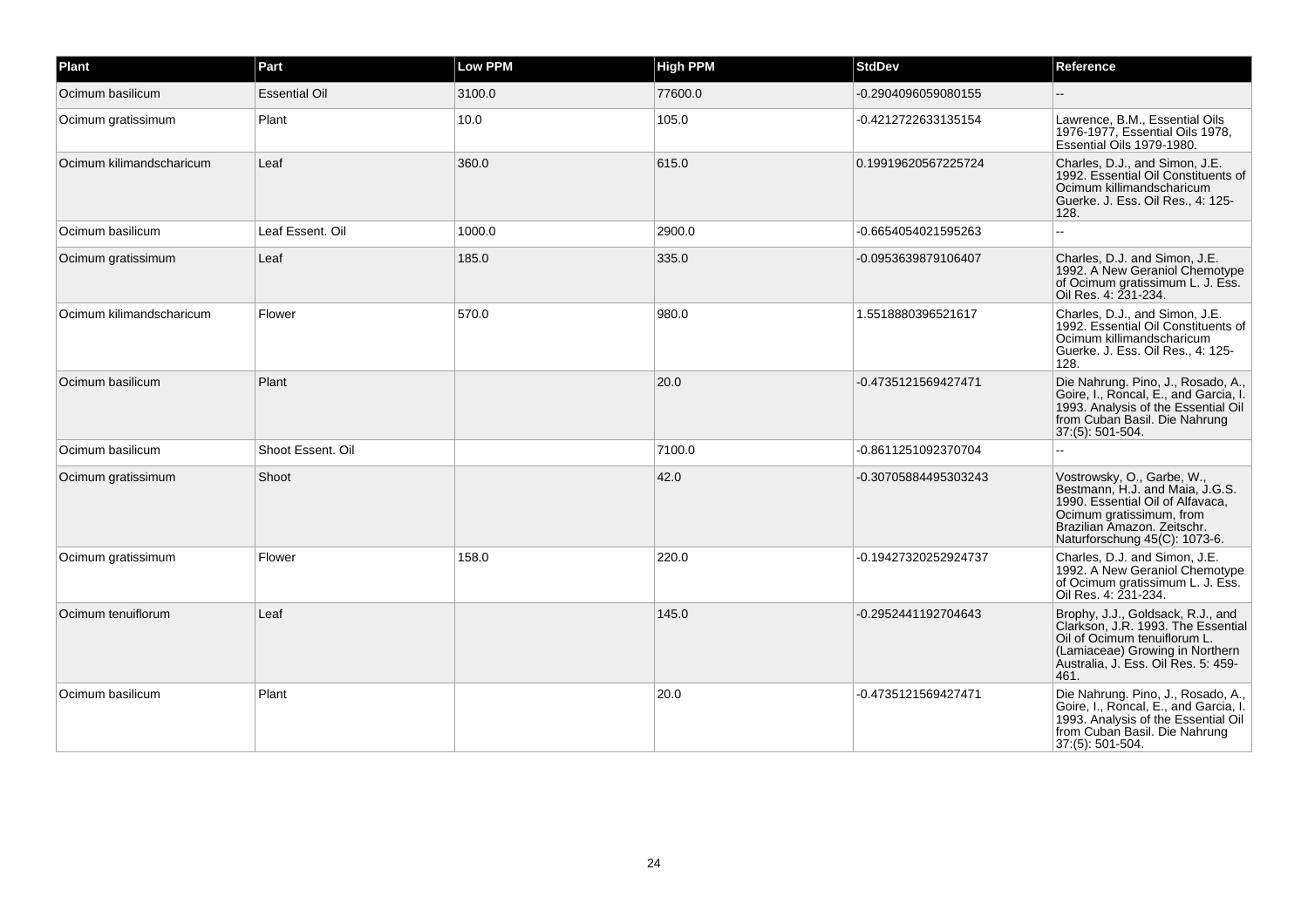| Plant | Part | Low PPM | High PPM | StdDev | Reference |
| --- | --- | --- | --- | --- | --- |
| Ocimum basilicum | Essential Oil | 3100.0 | 77600.0 | -0.2904096059080155 | -- |
| Ocimum gratissimum | Plant | 10.0 | 105.0 | -0.4212722633135154 | Lawrence, B.M., Essential Oils 1976-1977, Essential Oils 1978, Essential Oils 1979-1980. |
| Ocimum kilimandscharicum | Leaf | 360.0 | 615.0 | 0.19919620567225724 | Charles, D.J., and Simon, J.E. 1992. Essential Oil Constituents of Ocimum killimandscharicum Guerke. J. Ess. Oil Res., 4: 125-128. |
| Ocimum basilicum | Leaf Essent. Oil | 1000.0 | 2900.0 | -0.6654054021595263 | -- |
| Ocimum gratissimum | Leaf | 185.0 | 335.0 | -0.0953639879106407 | Charles, D.J. and Simon, J.E. 1992. A New Geraniol Chemotype of Ocimum gratissimum L. J. Ess. Oil Res. 4: 231-234. |
| Ocimum kilimandscharicum | Flower | 570.0 | 980.0 | 1.5518880396521617 | Charles, D.J., and Simon, J.E. 1992. Essential Oil Constituents of Ocimum killimandscharicum Guerke. J. Ess. Oil Res., 4: 125-128. |
| Ocimum basilicum | Plant | | 20.0 | -0.4735121569427471 | Die Nahrung. Pino, J., Rosado, A., Goire, I., Roncal, E., and Garcia, I. 1993. Analysis of the Essential Oil from Cuban Basil. Die Nahrung 37:(5): 501-504. |
| Ocimum basilicum | Shoot Essent. Oil | | 7100.0 | -0.8611251092370704 | -- |
| Ocimum gratissimum | Shoot | | 42.0 | -0.30705884495303243 | Vostrowsky, O., Garbe, W., Bestmann, H.J. and Maia, J.G.S. 1990. Essential Oil of Alfavaca, Ocimum gratissimum, from Brazilian Amazon. Zeitschr. Naturforschung 45(C): 1073-6. |
| Ocimum gratissimum | Flower | 158.0 | 220.0 | -0.19427320252924737 | Charles, D.J. and Simon, J.E. 1992. A New Geraniol Chemotype of Ocimum gratissimum L. J. Ess. Oil Res. 4: 231-234. |
| Ocimum tenuiflorum | Leaf | | 145.0 | -0.2952441192704643 | Brophy, J.J., Goldsack, R.J., and Clarkson, J.R. 1993. The Essential Oil of Ocimum tenuiflorum L. (Lamiaceae) Growing in Northern Australia, J. Ess. Oil Res. 5: 459-461. |
| Ocimum basilicum | Plant | | 20.0 | -0.4735121569427471 | Die Nahrung. Pino, J., Rosado, A., Goire, I., Roncal, E., and Garcia, I. 1993. Analysis of the Essential Oil from Cuban Basil. Die Nahrung 37:(5): 501-504. |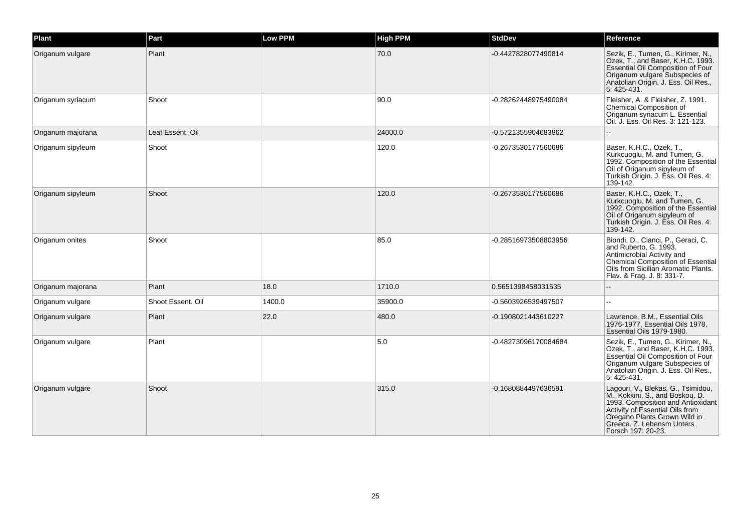| Plant | Part | Low PPM | High PPM | StdDev | Reference |
|---|---|---|---|---|---|
| Origanum vulgare | Plant | | 70.0 | -0.4427828077490814 | Sezik, E., Tumen, G., Kirimer, N., Ozek, T., and Baser, K.H.C. 1993. Essential Oil Composition of Four Origanum vulgare Subspecies of Anatolian Origin. J. Ess. Oil Res., 5: 425-431. |
| Origanum syriacum | Shoot | | 90.0 | -0.28262448975490084 | Fleisher, A. & Fleisher, Z. 1991. Chemical Composition of Origanum syriacum L. Essential Oil. J. Ess. Oil Res. 3: 121-123. |
| Origanum majorana | Leaf Essent. Oil | | 24000.0 | -0.5721355904683862 | -- |
| Origanum sipyleum | Shoot | | 120.0 | -0.2673530177560686 | Baser, K.H.C., Ozek, T., Kurkcuoglu, M. and Tumen, G. 1992. Composition of the Essential Oil of Origanum sipyleum of Turkish Origin. J. Ess. Oil Res. 4: 139-142. |
| Origanum sipyleum | Shoot | | 120.0 | -0.2673530177560686 | Baser, K.H.C., Ozek, T., Kurkcuoglu, M. and Tumen, G. 1992. Composition of the Essential Oil of Origanum sipyleum of Turkish Origin. J. Ess. Oil Res. 4: 139-142. |
| Origanum onites | Shoot | | 85.0 | -0.28516973508803956 | Biondi, D., Cianci, P., Geraci, C. and Ruberto, G. 1993. Antimicrobial Activity and Chemical Composition of Essential Oils from Sicilian Aromatic Plants. Flav. & Frag. J. 8: 331-7. |
| Origanum majorana | Plant | 18.0 | 1710.0 | 0.5651398458031535 | -- |
| Origanum vulgare | Shoot Essent. Oil | 1400.0 | 35900.0 | -0.5603926539497507 | -- |
| Origanum vulgare | Plant | 22.0 | 480.0 | -0.1908021443610227 | Lawrence, B.M., Essential Oils 1976-1977, Essential Oils 1978, Essential Oils 1979-1980. |
| Origanum vulgare | Plant | | 5.0 | -0.48273096170084684 | Sezik, E., Tumen, G., Kirimer, N., Ozek, T., and Baser, K.H.C. 1993. Essential Oil Composition of Four Origanum vulgare Subspecies of Anatolian Origin. J. Ess. Oil Res., 5: 425-431. |
| Origanum vulgare | Shoot | | 315.0 | -0.1680884497636591 | Lagouri, V., Blekas, G., Tsimidou, M., Kokkini, S., and Boskou, D. 1993. Composition and Antioxidant Activity of Essential Oils from Oregano Plants Grown Wild in Greece. Z. Lebensm Unters Forsch 197: 20-23. |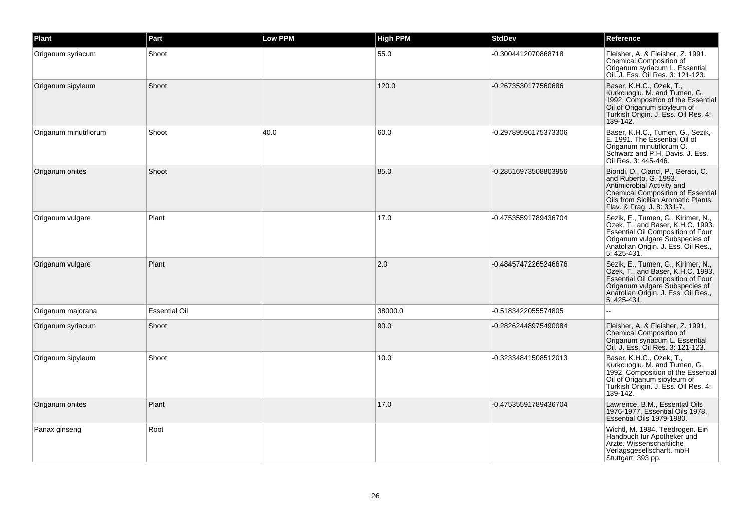| Plant | Part | Low PPM | High PPM | StdDev | Reference |
| --- | --- | --- | --- | --- | --- |
| Origanum syriacum | Shoot | | 55.0 | -0.3004412070868718 | Fleisher, A. & Fleisher, Z. 1991. Chemical Composition of Origanum syriacum L. Essential Oil. J. Ess. Oil Res. 3: 121-123. |
| Origanum sipyleum | Shoot | | 120.0 | -0.2673530177560686 | Baser, K.H.C., Ozek, T., Kurkcuoglu, M. and Tumen, G. 1992. Composition of the Essential Oil of Origanum sipyleum of Turkish Origin. J. Ess. Oil Res. 4: 139-142. |
| Origanum minutiflorum | Shoot | 40.0 | 60.0 | -0.29789596175373306 | Baser, K.H.C., Tumen, G., Sezik, E. 1991. The Essential Oil of Origanum minutiflorum O. Schwarz and P.H. Davis. J. Ess. Oil Res. 3: 445-446. |
| Origanum onites | Shoot | | 85.0 | -0.28516973508803956 | Biondi, D., Cianci, P., Geraci, C. and Ruberto, G. 1993. Antimicrobial Activity and Chemical Composition of Essential Oils from Sicilian Aromatic Plants. Flav. & Frag. J. 8: 331-7. |
| Origanum vulgare | Plant | | 17.0 | -0.47535591789436704 | Sezik, E., Tumen, G., Kirimer, N., Ozek, T., and Baser, K.H.C. 1993. Essential Oil Composition of Four Origanum vulgare Subspecies of Anatolian Origin. J. Ess. Oil Res., 5: 425-431. |
| Origanum vulgare | Plant | | 2.0 | -0.48457472265246676 | Sezik, E., Tumen, G., Kirimer, N., Ozek, T., and Baser, K.H.C. 1993. Essential Oil Composition of Four Origanum vulgare Subspecies of Anatolian Origin. J. Ess. Oil Res., 5: 425-431. |
| Origanum majorana | Essential Oil | | 38000.0 | -0.5183422055574805 | -- |
| Origanum syriacum | Shoot | | 90.0 | -0.28262448975490084 | Fleisher, A. & Fleisher, Z. 1991. Chemical Composition of Origanum syriacum L. Essential Oil. J. Ess. Oil Res. 3: 121-123. |
| Origanum sipyleum | Shoot | | 10.0 | -0.32334841508512013 | Baser, K.H.C., Ozek, T., Kurkcuoglu, M. and Tumen, G. 1992. Composition of the Essential Oil of Origanum sipyleum of Turkish Origin. J. Ess. Oil Res. 4: 139-142. |
| Origanum onites | Plant | | 17.0 | -0.47535591789436704 | Lawrence, B.M., Essential Oils 1976-1977, Essential Oils 1978, Essential Oils 1979-1980. |
| Panax ginseng | Root | | | | Wichtl, M. 1984. Teedrogen. Ein Handbuch fur Apotheker und Arzte. Wissenschaftliche Verlagsgesellscharft. mbH Stuttgart. 393 pp. |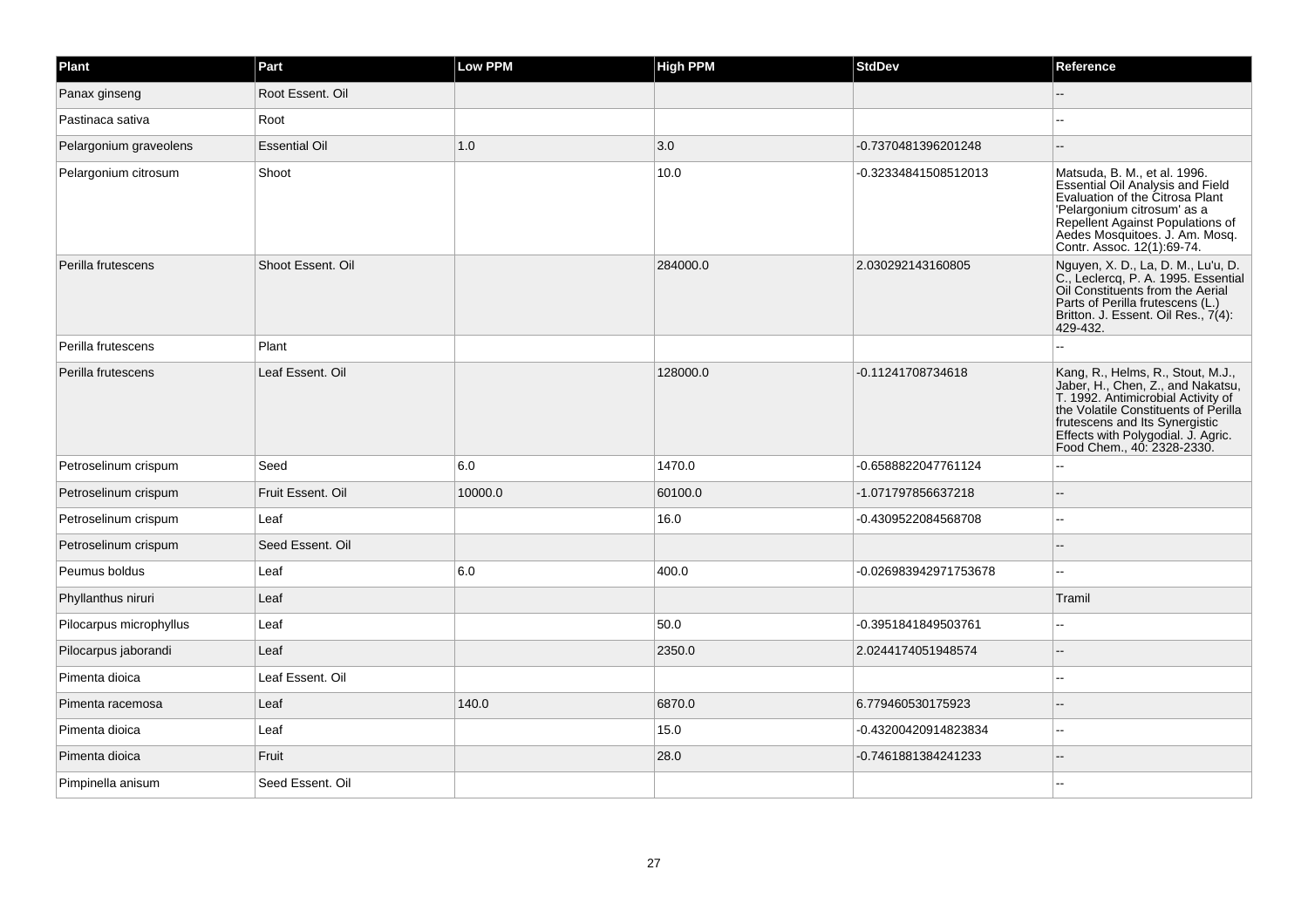| Plant | Part | Low PPM | High PPM | StdDev | Reference |
| --- | --- | --- | --- | --- | --- |
| Panax ginseng | Root Essent. Oil | | | | -- |
| Pastinaca sativa | Root | | | | -- |
| Pelargonium graveolens | Essential Oil | 1.0 | 3.0 | -0.7370481396201248 | -- |
| Pelargonium citrosum | Shoot | | 10.0 | -0.32334841508512013 | Matsuda, B. M., et al. 1996. Essential Oil Analysis and Field Evaluation of the Citrosa Plant 'Pelargonium citrosum' as a Repellent Against Populations of Aedes Mosquitoes. J. Am. Mosq. Contr. Assoc. 12(1):69-74. |
| Perilla frutescens | Shoot Essent. Oil | | 284000.0 | 2.030292143160805 | Nguyen, X. D., La, D. M., Lu'u, D. C., Leclercq, P. A. 1995. Essential Oil Constituents from the Aerial Parts of Perilla frutescens (L.) Britton. J. Essent. Oil Res., 7(4): 429-432. |
| Perilla frutescens | Plant | | | | -- |
| Perilla frutescens | Leaf Essent. Oil | | 128000.0 | -0.11241708734618 | Kang, R., Helms, R., Stout, M.J., Jaber, H., Chen, Z., and Nakatsu, T. 1992. Antimicrobial Activity of the Volatile Constituents of Perilla frutescens and Its Synergistic Effects with Polygodial. J. Agric. Food Chem., 40: 2328-2330. |
| Petroselinum crispum | Seed | 6.0 | 1470.0 | -0.6588822047761124 | -- |
| Petroselinum crispum | Fruit Essent. Oil | 10000.0 | 60100.0 | -1.071797856637218 | -- |
| Petroselinum crispum | Leaf | | 16.0 | -0.4309522084568708 | -- |
| Petroselinum crispum | Seed Essent. Oil | | | | -- |
| Peumus boldus | Leaf | 6.0 | 400.0 | -0.026983942971753678 | -- |
| Phyllanthus niruri | Leaf | | | | Tramil |
| Pilocarpus microphyllus | Leaf | | 50.0 | -0.3951841849503761 | -- |
| Pilocarpus jaborandi | Leaf | | 2350.0 | 2.0244174051948574 | -- |
| Pimenta dioica | Leaf Essent. Oil | | | | -- |
| Pimenta racemosa | Leaf | 140.0 | 6870.0 | 6.779460530175923 | -- |
| Pimenta dioica | Leaf | | 15.0 | -0.43200420914823834 | -- |
| Pimenta dioica | Fruit | | 28.0 | -0.7461881384241233 | -- |
| Pimpinella anisum | Seed Essent. Oil | | | | -- |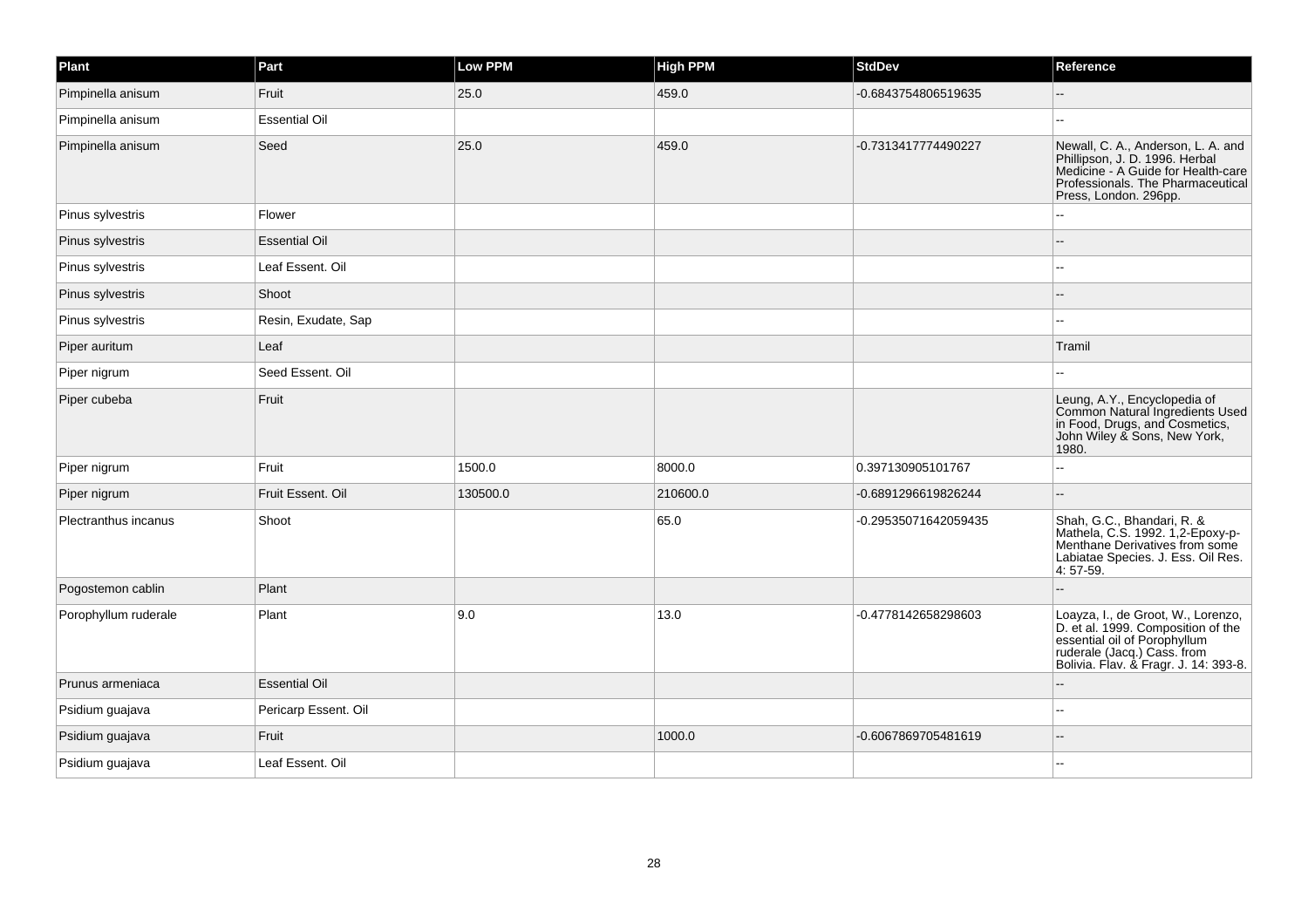| Plant | Part | Low PPM | High PPM | StdDev | Reference |
| --- | --- | --- | --- | --- | --- |
| Pimpinella anisum | Fruit | 25.0 | 459.0 | -0.6843754806519635 | -- |
| Pimpinella anisum | Essential Oil | | | | -- |
| Pimpinella anisum | Seed | 25.0 | 459.0 | -0.7313417774490227 | Newall, C. A., Anderson, L. A. and Phillipson, J. D. 1996. Herbal Medicine - A Guide for Health-care Professionals. The Pharmaceutical Press, London. 296pp. |
| Pinus sylvestris | Flower | | | | -- |
| Pinus sylvestris | Essential Oil | | | | -- |
| Pinus sylvestris | Leaf Essent. Oil | | | | -- |
| Pinus sylvestris | Shoot | | | | -- |
| Pinus sylvestris | Resin, Exudate, Sap | | | | -- |
| Piper auritum | Leaf | | | | Tramil |
| Piper nigrum | Seed Essent. Oil | | | | -- |
| Piper cubeba | Fruit | | | | Leung, A.Y., Encyclopedia of Common Natural Ingredients Used in Food, Drugs, and Cosmetics, John Wiley & Sons, New York, 1980. |
| Piper nigrum | Fruit | 1500.0 | 8000.0 | 0.397130905101767 | -- |
| Piper nigrum | Fruit Essent. Oil | 130500.0 | 210600.0 | -0.6891296619826244 | -- |
| Plectranthus incanus | Shoot | | 65.0 | -0.29535071642059435 | Shah, G.C., Bhandari, R. & Mathela, C.S. 1992. 1,2-Epoxy-p-Menthane Derivatives from some Labiatae Species. J. Ess. Oil Res. 4: 57-59. |
| Pogostemon cablin | Plant | | | | -- |
| Porophyllum ruderale | Plant | 9.0 | 13.0 | -0.4778142658298603 | Loayza, I., de Groot, W., Lorenzo, D. et al. 1999. Composition of the essential oil of Porophyllum ruderale (Jacq.) Cass. from Bolivia. Flav. & Fragr. J. 14: 393-8. |
| Prunus armeniaca | Essential Oil | | | | -- |
| Psidium guajava | Pericarp Essent. Oil | | | | -- |
| Psidium guajava | Fruit | | 1000.0 | -0.6067869705481619 | -- |
| Psidium guajava | Leaf Essent. Oil | | | | -- |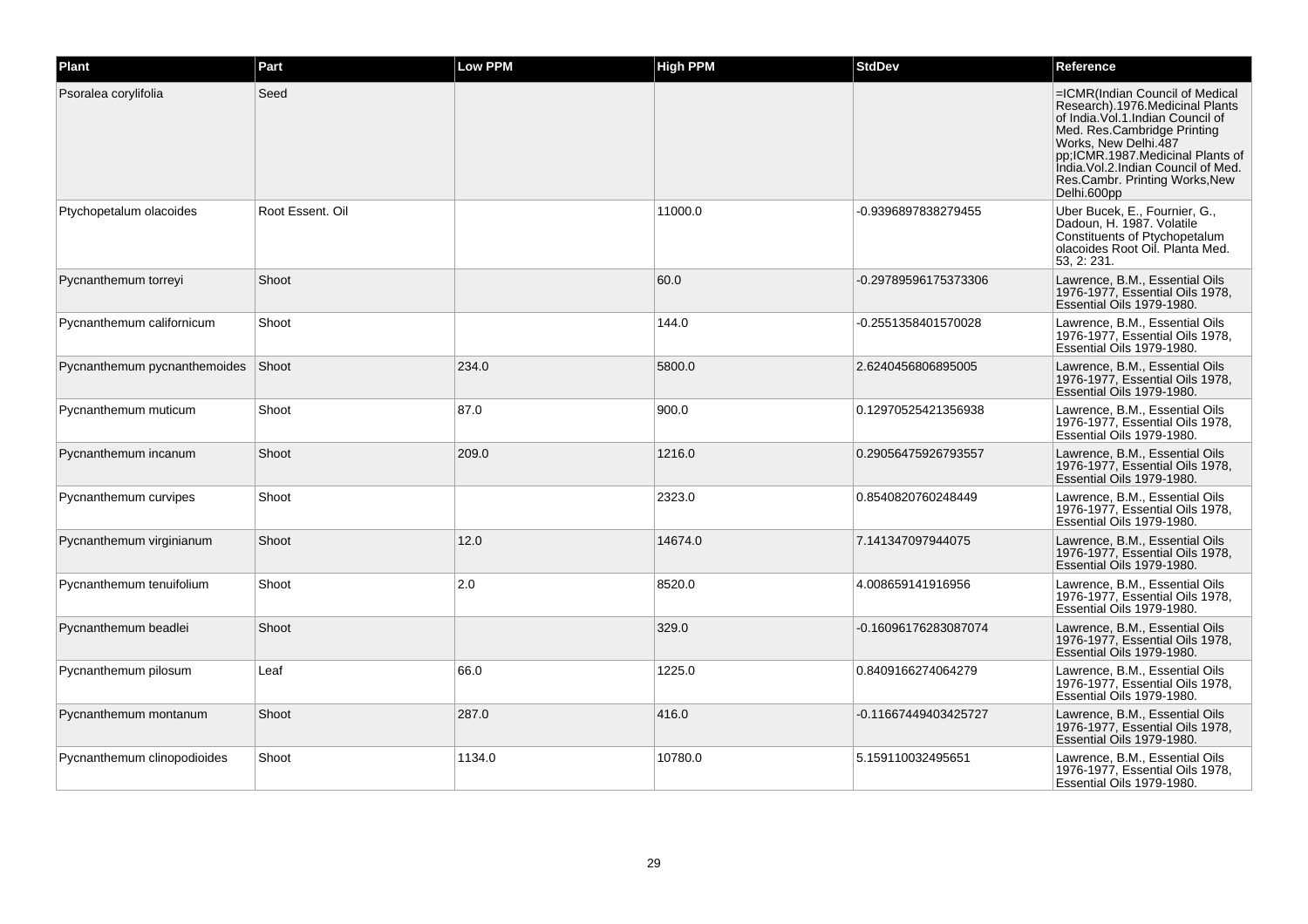| Plant | Part | Low PPM | High PPM | StdDev | Reference |
| --- | --- | --- | --- | --- | --- |
| Psoralea corylifolia | Seed | | | | =ICMR(Indian Council of Medical Research).1976.Medicinal Plants of India.Vol.1.Indian Council of Med. Res.Cambridge Printing Works, New Delhi.487 pp;ICMR.1987.Medicinal Plants of India.Vol.2.Indian Council of Med. Res.Cambr. Printing Works,New Delhi.600pp |
| Ptychopetalum olacoides | Root Essent. Oil | | 11000.0 | -0.9396897838279455 | Uber Bucek, E., Fournier, G., Dadoun, H. 1987. Volatile Constituents of Ptychopetalum olacoides Root Oil. Planta Med. 53, 2: 231. |
| Pycnanthemum torreyi | Shoot | | 60.0 | -0.29789596175373306 | Lawrence, B.M., Essential Oils 1976-1977, Essential Oils 1978, Essential Oils 1979-1980. |
| Pycnanthemum californicum | Shoot | | 144.0 | -0.2551358401570028 | Lawrence, B.M., Essential Oils 1976-1977, Essential Oils 1978, Essential Oils 1979-1980. |
| Pycnanthemum pycnanthemoides | Shoot | 234.0 | 5800.0 | 2.6240456806895005 | Lawrence, B.M., Essential Oils 1976-1977, Essential Oils 1978, Essential Oils 1979-1980. |
| Pycnanthemum muticum | Shoot | 87.0 | 900.0 | 0.12970525421356938 | Lawrence, B.M., Essential Oils 1976-1977, Essential Oils 1978, Essential Oils 1979-1980. |
| Pycnanthemum incanum | Shoot | 209.0 | 1216.0 | 0.29056475926793557 | Lawrence, B.M., Essential Oils 1976-1977, Essential Oils 1978, Essential Oils 1979-1980. |
| Pycnanthemum curvipes | Shoot | | 2323.0 | 0.8540820760248449 | Lawrence, B.M., Essential Oils 1976-1977, Essential Oils 1978, Essential Oils 1979-1980. |
| Pycnanthemum virginianum | Shoot | 12.0 | 14674.0 | 7.141347097944075 | Lawrence, B.M., Essential Oils 1976-1977, Essential Oils 1978, Essential Oils 1979-1980. |
| Pycnanthemum tenuifolium | Shoot | 2.0 | 8520.0 | 4.008659141916956 | Lawrence, B.M., Essential Oils 1976-1977, Essential Oils 1978, Essential Oils 1979-1980. |
| Pycnanthemum beadlei | Shoot | | 329.0 | -0.16096176283087074 | Lawrence, B.M., Essential Oils 1976-1977, Essential Oils 1978, Essential Oils 1979-1980. |
| Pycnanthemum pilosum | Leaf | 66.0 | 1225.0 | 0.8409166274064279 | Lawrence, B.M., Essential Oils 1976-1977, Essential Oils 1978, Essential Oils 1979-1980. |
| Pycnanthemum montanum | Shoot | 287.0 | 416.0 | -0.11667449403425727 | Lawrence, B.M., Essential Oils 1976-1977, Essential Oils 1978, Essential Oils 1979-1980. |
| Pycnanthemum clinopodioides | Shoot | 1134.0 | 10780.0 | 5.159110032495651 | Lawrence, B.M., Essential Oils 1976-1977, Essential Oils 1978, Essential Oils 1979-1980. |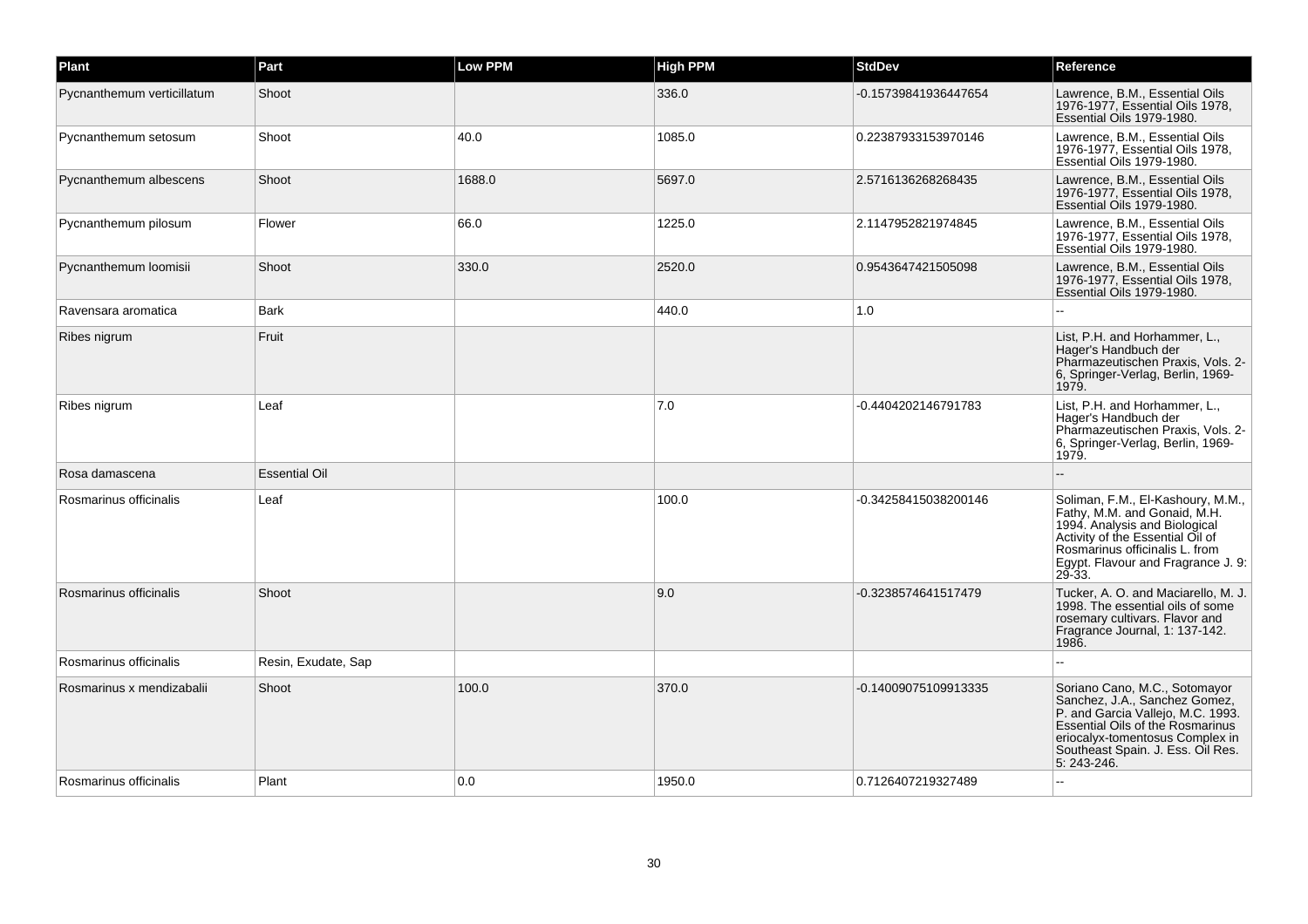| Plant | Part | Low PPM | High PPM | StdDev | Reference |
| --- | --- | --- | --- | --- | --- |
| Pycnanthemum verticillatum | Shoot | | 336.0 | -0.15739841936447654 | Lawrence, B.M., Essential Oils 1976-1977, Essential Oils 1978, Essential Oils 1979-1980. |
| Pycnanthemum setosum | Shoot | 40.0 | 1085.0 | 0.22387933153970146 | Lawrence, B.M., Essential Oils 1976-1977, Essential Oils 1978, Essential Oils 1979-1980. |
| Pycnanthemum albescens | Shoot | 1688.0 | 5697.0 | 2.5716136268268435 | Lawrence, B.M., Essential Oils 1976-1977, Essential Oils 1978, Essential Oils 1979-1980. |
| Pycnanthemum pilosum | Flower | 66.0 | 1225.0 | 2.1147952821974845 | Lawrence, B.M., Essential Oils 1976-1977, Essential Oils 1978, Essential Oils 1979-1980. |
| Pycnanthemum loomisii | Shoot | 330.0 | 2520.0 | 0.9543647421505098 | Lawrence, B.M., Essential Oils 1976-1977, Essential Oils 1978, Essential Oils 1979-1980. |
| Ravensara aromatica | Bark | | 440.0 | 1.0 | -- |
| Ribes nigrum | Fruit | | | | List, P.H. and Horhammer, L., Hager's Handbuch der Pharmazeutischen Praxis, Vols. 2-6, Springer-Verlag, Berlin, 1969-1979. |
| Ribes nigrum | Leaf | | 7.0 | -0.4404202146791783 | List, P.H. and Horhammer, L., Hager's Handbuch der Pharmazeutischen Praxis, Vols. 2-6, Springer-Verlag, Berlin, 1969-1979. |
| Rosa damascena | Essential Oil | | | | -- |
| Rosmarinus officinalis | Leaf | | 100.0 | -0.34258415038200146 | Soliman, F.M., El-Kashoury, M.M., Fathy, M.M. and Gonaid, M.H. 1994. Analysis and Biological Activity of the Essential Oil of Rosmarinus officinalis L. from Egypt. Flavour and Fragrance J. 9: 29-33. |
| Rosmarinus officinalis | Shoot | | 9.0 | -0.3238574641517479 | Tucker, A. O. and Maciarello, M. J. 1998. The essential oils of some rosemary cultivars. Flavor and Fragrance Journal, 1: 137-142. 1986. |
| Rosmarinus officinalis | Resin, Exudate, Sap | | | | -- |
| Rosmarinus x mendizabalii | Shoot | 100.0 | 370.0 | -0.14009075109913335 | Soriano Cano, M.C., Sotomayor Sanchez, J.A., Sanchez Gomez, P. and Garcia Vallejo, M.C. 1993. Essential Oils of the Rosmarinus eriocalyx-tomentosus Complex in Southeast Spain. J. Ess. Oil Res. 5: 243-246. |
| Rosmarinus officinalis | Plant | 0.0 | 1950.0 | 0.7126407219327489 | -- |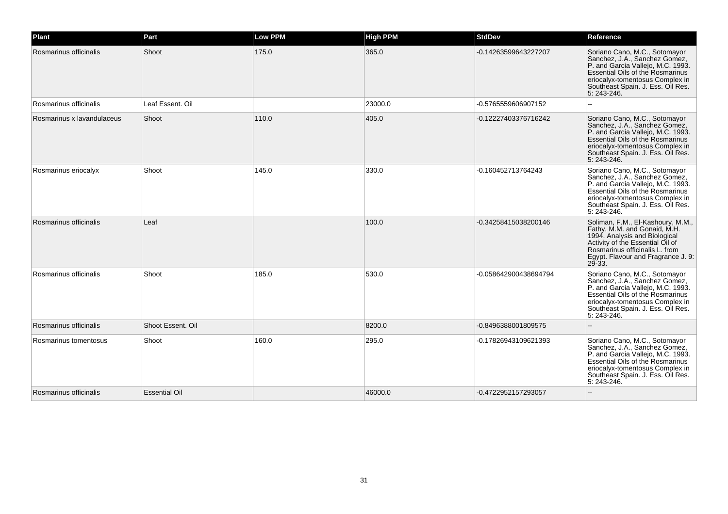| Plant | Part | Low PPM | High PPM | StdDev | Reference |
| --- | --- | --- | --- | --- | --- |
| Rosmarinus officinalis | Shoot | 175.0 | 365.0 | -0.14263599643227207 | Soriano Cano, M.C., Sotomayor Sanchez, J.A., Sanchez Gomez, P. and Garcia Vallejo, M.C. 1993. Essential Oils of the Rosmarinus eriocalyx-tomentosus Complex in Southeast Spain. J. Ess. Oil Res. 5: 243-246. |
| Rosmarinus officinalis | Leaf Essent. Oil | | 23000.0 | -0.5765559606907152 | -- |
| Rosmarinus x lavandulaceus | Shoot | 110.0 | 405.0 | -0.12227403376716242 | Soriano Cano, M.C., Sotomayor Sanchez, J.A., Sanchez Gomez, P. and Garcia Vallejo, M.C. 1993. Essential Oils of the Rosmarinus eriocalyx-tomentosus Complex in Southeast Spain. J. Ess. Oil Res. 5: 243-246. |
| Rosmarinus eriocalyx | Shoot | 145.0 | 330.0 | -0.160452713764243 | Soriano Cano, M.C., Sotomayor Sanchez, J.A., Sanchez Gomez, P. and Garcia Vallejo, M.C. 1993. Essential Oils of the Rosmarinus eriocalyx-tomentosus Complex in Southeast Spain. J. Ess. Oil Res. 5: 243-246. |
| Rosmarinus officinalis | Leaf | | 100.0 | -0.34258415038200146 | Soliman, F.M., El-Kashoury, M.M., Fathy, M.M. and Gonaid, M.H. 1994. Analysis and Biological Activity of the Essential Oil of Rosmarinus officinalis L. from Egypt. Flavour and Fragrance J. 9: 29-33. |
| Rosmarinus officinalis | Shoot | 185.0 | 530.0 | -0.058642900438694794 | Soriano Cano, M.C., Sotomayor Sanchez, J.A., Sanchez Gomez, P. and Garcia Vallejo, M.C. 1993. Essential Oils of the Rosmarinus eriocalyx-tomentosus Complex in Southeast Spain. J. Ess. Oil Res. 5: 243-246. |
| Rosmarinus officinalis | Shoot Essent. Oil | | 8200.0 | -0.8496388001809575 | -- |
| Rosmarinus tomentosus | Shoot | 160.0 | 295.0 | -0.17826943109621393 | Soriano Cano, M.C., Sotomayor Sanchez, J.A., Sanchez Gomez, P. and Garcia Vallejo, M.C. 1993. Essential Oils of the Rosmarinus eriocalyx-tomentosus Complex in Southeast Spain. J. Ess. Oil Res. 5: 243-246. |
| Rosmarinus officinalis | Essential Oil | | 46000.0 | -0.4722952157293057 | -- |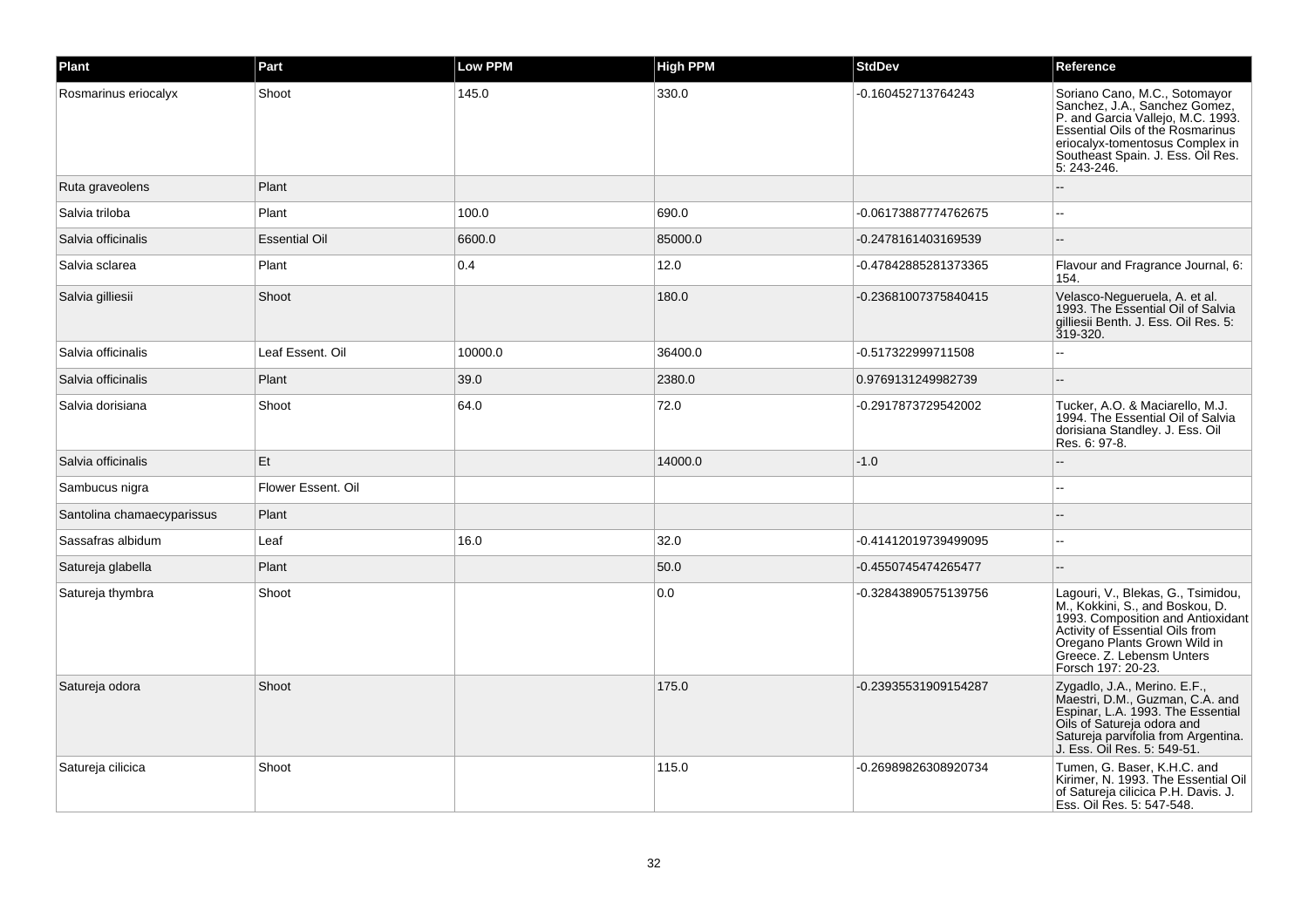| Plant | Part | Low PPM | High PPM | StdDev | Reference |
| --- | --- | --- | --- | --- | --- |
| Rosmarinus eriocalyx | Shoot | 145.0 | 330.0 | -0.160452713764243 | Soriano Cano, M.C., Sotomayor Sanchez, J.A., Sanchez Gomez, P. and Garcia Vallejo, M.C. 1993. Essential Oils of the Rosmarinus eriocalyx-tomentosus Complex in Southeast Spain. J. Ess. Oil Res. 5: 243-246. |
| Ruta graveolens | Plant | | | | -- |
| Salvia triloba | Plant | 100.0 | 690.0 | -0.06173887774762675 | -- |
| Salvia officinalis | Essential Oil | 6600.0 | 85000.0 | -0.2478161403169539 | -- |
| Salvia sclarea | Plant | 0.4 | 12.0 | -0.47842885281373365 | Flavour and Fragrance Journal, 6: 154. |
| Salvia gilliesii | Shoot | | 180.0 | -0.23681007375840415 | Velasco-Negueruela, A. et al. 1993. The Essential Oil of Salvia gilliesii Benth. J. Ess. Oil Res. 5: 319-320. |
| Salvia officinalis | Leaf Essent. Oil | 10000.0 | 36400.0 | -0.517322999711508 | -- |
| Salvia officinalis | Plant | 39.0 | 2380.0 | 0.9769131249982739 | -- |
| Salvia dorisiana | Shoot | 64.0 | 72.0 | -0.2917873729542002 | Tucker, A.O. & Maciarello, M.J. 1994. The Essential Oil of Salvia dorisiana Standley. J. Ess. Oil Res. 6: 97-8. |
| Salvia officinalis | Et | | 14000.0 | -1.0 | -- |
| Sambucus nigra | Flower Essent. Oil | | | | -- |
| Santolina chamaecyparissus | Plant | | | | -- |
| Sassafras albidum | Leaf | 16.0 | 32.0 | -0.41412019739499095 | -- |
| Satureja glabella | Plant | | 50.0 | -0.4550745474265477 | -- |
| Satureja thymbra | Shoot | | 0.0 | -0.32843890575139756 | Lagouri, V., Blekas, G., Tsimidou, M., Kokkini, S., and Boskou, D. 1993. Composition and Antioxidant Activity of Essential Oils from Oregano Plants Grown Wild in Greece. Z. Lebensm Unters Forsch 197: 20-23. |
| Satureja odora | Shoot | | 175.0 | -0.23935531909154287 | Zygadlo, J.A., Merino. E.F., Maestri, D.M., Guzman, C.A. and Espinar, L.A. 1993. The Essential Oils of Satureja odora and Satureja parvifolia from Argentina. J. Ess. Oil Res. 5: 549-51. |
| Satureja cilicica | Shoot | | 115.0 | -0.26989826308920734 | Tumen, G. Baser, K.H.C. and Kirimer, N. 1993. The Essential Oil of Satureja cilicica P.H. Davis. J. Ess. Oil Res. 5: 547-548. |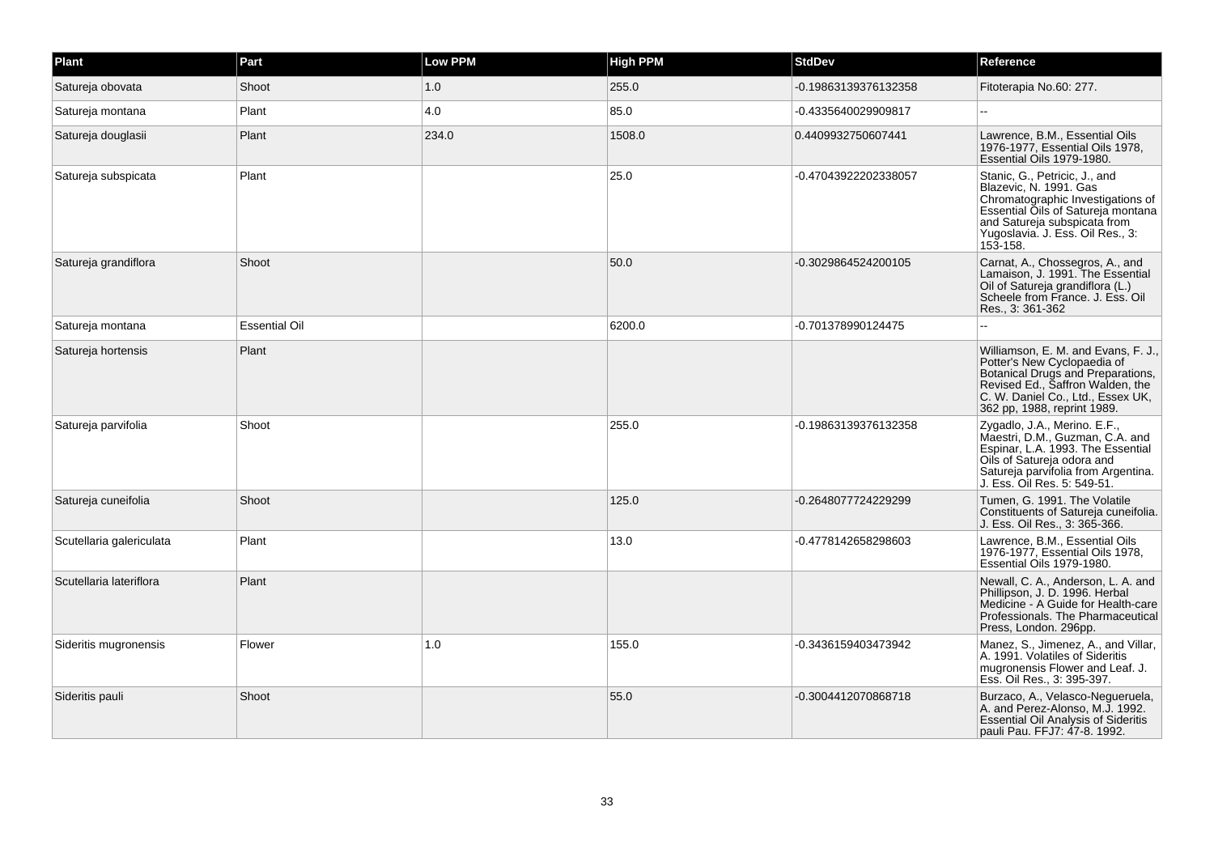| Plant | Part | Low PPM | High PPM | StdDev | Reference |
|---|---|---|---|---|---|
| Satureja obovata | Shoot | 1.0 | 255.0 | -0.19863139376132358 | Fitoterapia No.60: 277. |
| Satureja montana | Plant | 4.0 | 85.0 | -0.4335640029909817 | -- |
| Satureja douglasii | Plant | 234.0 | 1508.0 | 0.4409932750607441 | Lawrence, B.M., Essential Oils 1976-1977, Essential Oils 1978, Essential Oils 1979-1980. |
| Satureja subspicata | Plant | | 25.0 | -0.47043922202338057 | Stanic, G., Petricic, J., and Blazevic, N. 1991. Gas Chromatographic Investigations of Essential Oils of Satureja montana and Satureja subspicata from Yugoslavia. J. Ess. Oil Res., 3: 153-158. |
| Satureja grandiflora | Shoot | | 50.0 | -0.3029864524200105 | Carnat, A., Chossegros, A., and Lamaison, J. 1991. The Essential Oil of Satureja grandiflora (L.) Scheele from France. J. Ess. Oil Res., 3: 361-362 |
| Satureja montana | Essential Oil | | 6200.0 | -0.701378990124475 | -- |
| Satureja hortensis | Plant | | | | Williamson, E. M. and Evans, F. J., Potter's New Cyclopaedia of Botanical Drugs and Preparations, Revised Ed., Saffron Walden, the C. W. Daniel Co., Ltd., Essex UK, 362 pp, 1988, reprint 1989. |
| Satureja parvifolia | Shoot | | 255.0 | -0.19863139376132358 | Zygadlo, J.A., Merino. E.F., Maestri, D.M., Guzman, C.A. and Espinar, L.A. 1993. The Essential Oils of Satureja odora and Satureja parvifolia from Argentina. J. Ess. Oil Res. 5: 549-51. |
| Satureja cuneifolia | Shoot | | 125.0 | -0.2648077724229299 | Tumen, G. 1991. The Volatile Constituents of Satureja cuneifolia. J. Ess. Oil Res., 3: 365-366. |
| Scutellaria galericulata | Plant | | 13.0 | -0.4778142658298603 | Lawrence, B.M., Essential Oils 1976-1977, Essential Oils 1978, Essential Oils 1979-1980. |
| Scutellaria lateriflora | Plant | | | | Newall, C. A., Anderson, L. A. and Phillipson, J. D. 1996. Herbal Medicine - A Guide for Health-care Professionals. The Pharmaceutical Press, London. 296pp. |
| Sideritis mugronensis | Flower | 1.0 | 155.0 | -0.3436159403473942 | Manez, S., Jimenez, A., and Villar, A. 1991. Volatiles of Sideritis mugronensis Flower and Leaf. J. Ess. Oil Res., 3: 395-397. |
| Sideritis pauli | Shoot | | 55.0 | -0.3004412070868718 | Burzaco, A., Velasco-Negueruela, A. and Perez-Alonso, M.J. 1992. Essential Oil Analysis of Sideritis pauli Pau. FFJ7: 47-8. 1992. |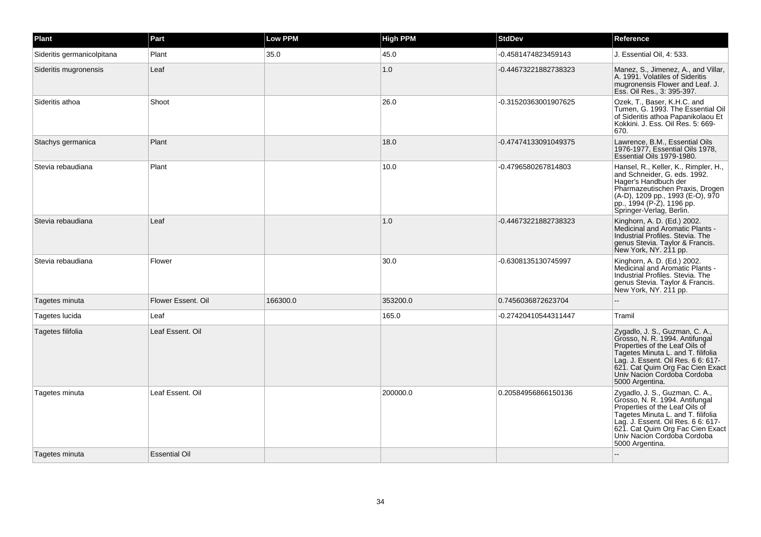| Plant | Part | Low PPM | High PPM | StdDev | Reference |
|---|---|---|---|---|---|
| Sideritis germanicolpitana | Plant | 35.0 | 45.0 | -0.4581474823459143 | J. Essential Oil, 4: 533. |
| Sideritis mugronensis | Leaf | | 1.0 | -0.44673221882738323 | Manez, S., Jimenez, A., and Villar, A. 1991. Volatiles of Sideritis mugronensis Flower and Leaf. J. Ess. Oil Res., 3: 395-397. |
| Sideritis athoa | Shoot | | 26.0 | -0.31520363001907625 | Ozek, T., Baser, K.H.C. and Tumen, G. 1993. The Essential Oil of Sideritis athoa Papanikolaou Et Kokkini. J. Ess. Oil Res. 5: 669-670. |
| Stachys germanica | Plant | | 18.0 | -0.47474133091049375 | Lawrence, B.M., Essential Oils 1976-1977, Essential Oils 1978, Essential Oils 1979-1980. |
| Stevia rebaudiana | Plant | | 10.0 | -0.4796580267814803 | Hansel, R., Keller, K., Rimpler, H., and Schneider, G. eds. 1992. Hager's Handbuch der Pharmazeutischen Praxis, Drogen (A-D), 1209 pp., 1993 (E-O), 970 pp., 1994 (P-Z), 1196 pp. Springer-Verlag, Berlin. |
| Stevia rebaudiana | Leaf | | 1.0 | -0.44673221882738323 | Kinghorn, A. D. (Ed.) 2002. Medicinal and Aromatic Plants - Industrial Profiles. Stevia. The genus Stevia. Taylor & Francis. New York, NY. 211 pp. |
| Stevia rebaudiana | Flower | | 30.0 | -0.6308135130745997 | Kinghorn, A. D. (Ed.) 2002. Medicinal and Aromatic Plants - Industrial Profiles. Stevia. The genus Stevia. Taylor & Francis. New York, NY. 211 pp. |
| Tagetes minuta | Flower Essent. Oil | 166300.0 | 353200.0 | 0.7456036872623704 | -- |
| Tagetes lucida | Leaf | | 165.0 | -0.27420410544311447 | Tramil |
| Tagetes filifolia | Leaf Essent. Oil | | | | Zygadlo, J. S., Guzman, C. A., Grosso, N. R. 1994. Antifungal Properties of the Leaf Oils of Tagetes Minuta L. and T. filifolia Lag. J. Essent. Oil Res. 6 6: 617-621. Cat Quim Org Fac Cien Exact Univ Nacion Cordoba Cordoba 5000 Argentina. |
| Tagetes minuta | Leaf Essent. Oil | | 200000.0 | 0.20584956866150136 | Zygadlo, J. S., Guzman, C. A., Grosso, N. R. 1994. Antifungal Properties of the Leaf Oils of Tagetes Minuta L. and T. filifolia Lag. J. Essent. Oil Res. 6 6: 617-621. Cat Quim Org Fac Cien Exact Univ Nacion Cordoba Cordoba 5000 Argentina. |
| Tagetes minuta | Essential Oil | | | | -- |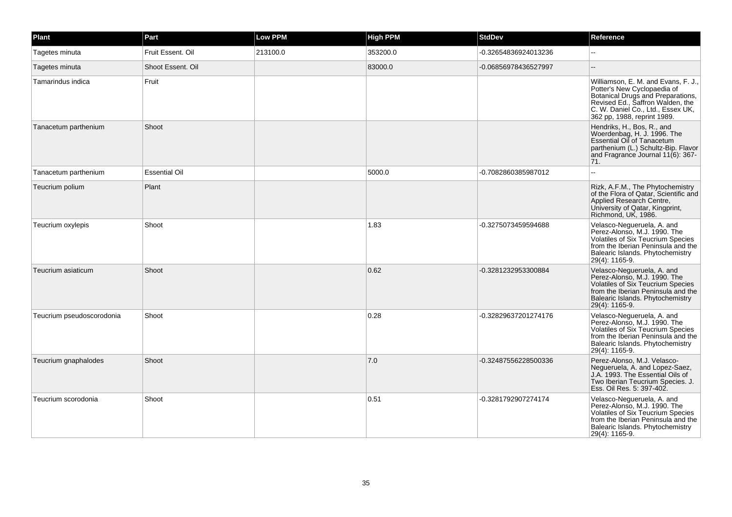| Plant | Part | Low PPM | High PPM | StdDev | Reference |
|---|---|---|---|---|---|
| Tagetes minuta | Fruit Essent. Oil | 213100.0 | 353200.0 | -0.32654836924013236 | -- |
| Tagetes minuta | Shoot Essent. Oil | | 83000.0 | -0.06856978436527997 | -- |
| Tamarindus indica | Fruit | | | | Williamson, E. M. and Evans, F. J., Potter's New Cyclopaedia of Botanical Drugs and Preparations, Revised Ed., Saffron Walden, the C. W. Daniel Co., Ltd., Essex UK, 362 pp, 1988, reprint 1989. |
| Tanacetum parthenium | Shoot | | | | Hendriks, H., Bos, R., and Woerdenbag, H. J. 1996. The Essential Oil of Tanacetum parthenium (L.) Schultz-Bip. Flavor and Fragrance Journal 11(6): 367-71. |
| Tanacetum parthenium | Essential Oil | | 5000.0 | -0.7082860385987012 | -- |
| Teucrium polium | Plant | | | | Rizk, A.F.M., The Phytochemistry of the Flora of Qatar, Scientific and Applied Research Centre, University of Qatar, Kingprint, Richmond, UK, 1986. |
| Teucrium oxylepis | Shoot | | 1.83 | -0.3275073459594688 | Velasco-Negueruela, A. and Perez-Alonso, M.J. 1990. The Volatiles of Six Teucrium Species from the Iberian Peninsula and the Balearic Islands. Phytochemistry 29(4): 1165-9. |
| Teucrium asiaticum | Shoot | | 0.62 | -0.3281232953300884 | Velasco-Negueruela, A. and Perez-Alonso, M.J. 1990. The Volatiles of Six Teucrium Species from the Iberian Peninsula and the Balearic Islands. Phytochemistry 29(4): 1165-9. |
| Teucrium pseudoscorodonia | Shoot | | 0.28 | -0.32829637201274176 | Velasco-Negueruela, A. and Perez-Alonso, M.J. 1990. The Volatiles of Six Teucrium Species from the Iberian Peninsula and the Balearic Islands. Phytochemistry 29(4): 1165-9. |
| Teucrium gnaphalodes | Shoot | | 7.0 | -0.32487556228500336 | Perez-Alonso, M.J. Velasco-Negueruela, A. and Lopez-Saez, J.A. 1993. The Essential Oils of Two Iberian Teucrium Species. J. Ess. Oil Res. 5: 397-402. |
| Teucrium scorodonia | Shoot | | 0.51 | -0.3281792907274174 | Velasco-Negueruela, A. and Perez-Alonso, M.J. 1990. The Volatiles of Six Teucrium Species from the Iberian Peninsula and the Balearic Islands. Phytochemistry 29(4): 1165-9. |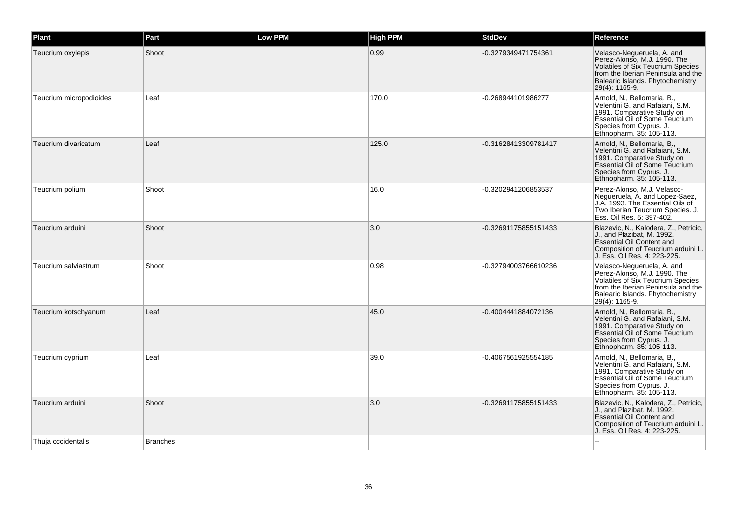| Plant | Part | Low PPM | High PPM | StdDev | Reference |
| --- | --- | --- | --- | --- | --- |
| Teucrium oxylepis | Shoot | | 0.99 | -0.3279349471754361 | Velasco-Negueruela, A. and Perez-Alonso, M.J. 1990. The Volatiles of Six Teucrium Species from the Iberian Peninsula and the Balearic Islands. Phytochemistry 29(4): 1165-9. |
| Teucrium micropodioides | Leaf | | 170.0 | -0.268944101986277 | Arnold, N., Bellomaria, B., Velentini G. and Rafaiani, S.M. 1991. Comparative Study on Essential Oil of Some Teucrium Species from Cyprus. J. Ethnopharm. 35: 105-113. |
| Teucrium divaricatum | Leaf | | 125.0 | -0.31628413309781417 | Arnold, N., Bellomaria, B., Velentini G. and Rafaiani, S.M. 1991. Comparative Study on Essential Oil of Some Teucrium Species from Cyprus. J. Ethnopharm. 35: 105-113. |
| Teucrium polium | Shoot | | 16.0 | -0.3202941206853537 | Perez-Alonso, M.J. Velasco-Negueruela, A. and Lopez-Saez, J.A. 1993. The Essential Oils of Two Iberian Teucrium Species. J. Ess. Oil Res. 5: 397-402. |
| Teucrium arduini | Shoot | | 3.0 | -0.32691175855151433 | Blazevic, N., Kalodera, Z., Petricic, J., and Plazibat, M. 1992. Essential Oil Content and Composition of Teucrium arduini L. J. Ess. Oil Res. 4: 223-225. |
| Teucrium salviastrum | Shoot | | 0.98 | -0.32794003766610236 | Velasco-Negueruela, A. and Perez-Alonso, M.J. 1990. The Volatiles of Six Teucrium Species from the Iberian Peninsula and the Balearic Islands. Phytochemistry 29(4): 1165-9. |
| Teucrium kotschyanum | Leaf | | 45.0 | -0.4004441884072136 | Arnold, N., Bellomaria, B., Velentini G. and Rafaiani, S.M. 1991. Comparative Study on Essential Oil of Some Teucrium Species from Cyprus. J. Ethnopharm. 35: 105-113. |
| Teucrium cyprium | Leaf | | 39.0 | -0.4067561925554185 | Arnold, N., Bellomaria, B., Velentini G. and Rafaiani, S.M. 1991. Comparative Study on Essential Oil of Some Teucrium Species from Cyprus. J. Ethnopharm. 35: 105-113. |
| Teucrium arduini | Shoot | | 3.0 | -0.32691175855151433 | Blazevic, N., Kalodera, Z., Petricic, J., and Plazibat, M. 1992. Essential Oil Content and Composition of Teucrium arduini L. J. Ess. Oil Res. 4: 223-225. |
| Thuja occidentalis | Branches | | | | -- |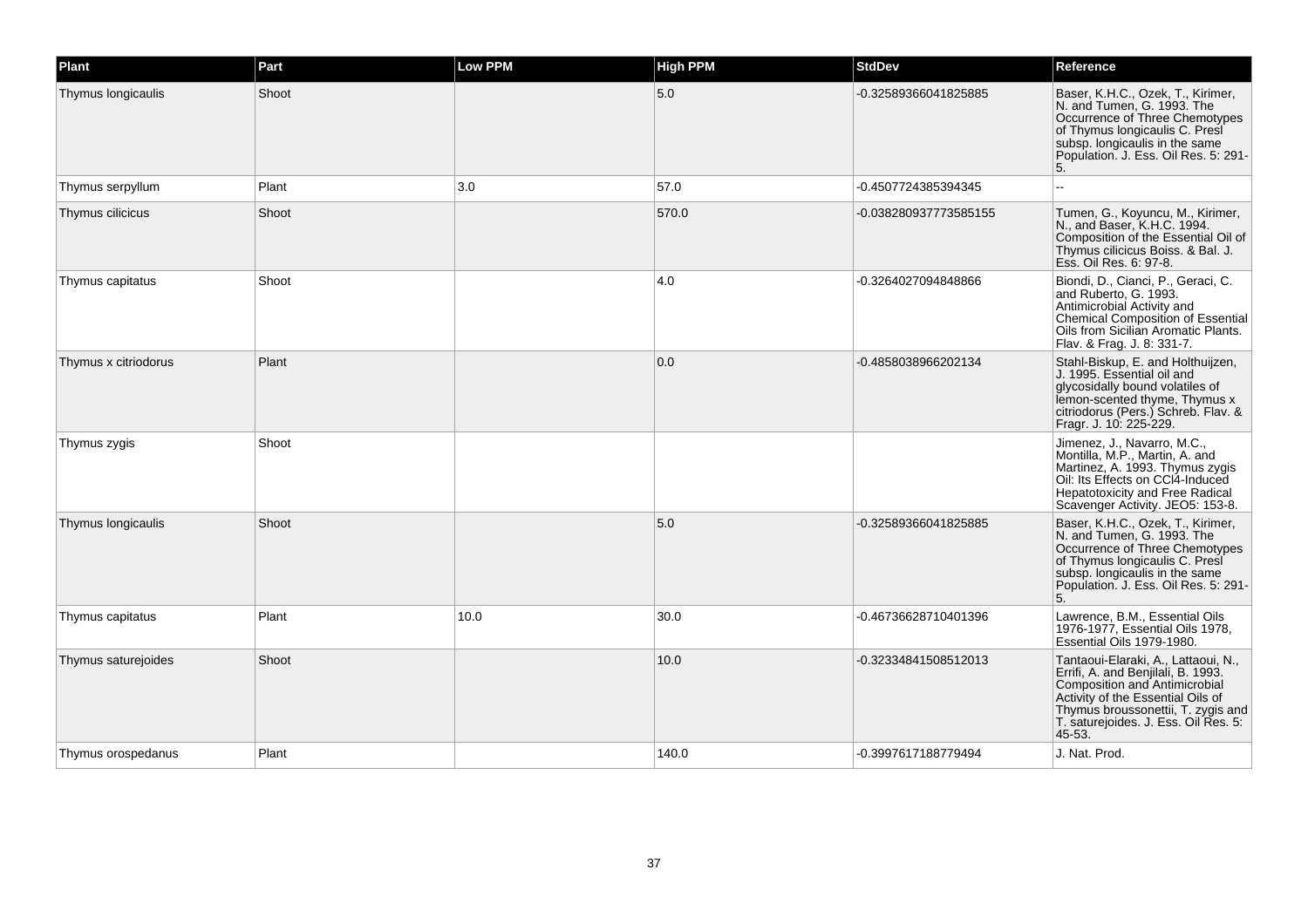| Plant | Part | Low PPM | High PPM | StdDev | Reference |
| --- | --- | --- | --- | --- | --- |
| Thymus longicaulis | Shoot | | 5.0 | -0.32589366041825885 | Baser, K.H.C., Ozek, T., Kirimer, N. and Tumen, G. 1993. The Occurrence of Three Chemotypes of Thymus longicaulis C. Presl subsp. longicaulis in the same Population. J. Ess. Oil Res. 5: 291-5. |
| Thymus serpyllum | Plant | 3.0 | 57.0 | -0.4507724385394345 | -- |
| Thymus cilicicus | Shoot | | 570.0 | -0.038280937773585155 | Tumen, G., Koyuncu, M., Kirimer, N., and Baser, K.H.C. 1994. Composition of the Essential Oil of Thymus cilicicus Boiss. & Bal. J. Ess. Oil Res. 6: 97-8. |
| Thymus capitatus | Shoot | | 4.0 | -0.3264027094848866 | Biondi, D., Cianci, P., Geraci, C. and Ruberto, G. 1993. Antimicrobial Activity and Chemical Composition of Essential Oils from Sicilian Aromatic Plants. Flav. & Frag. J. 8: 331-7. |
| Thymus x citriodorus | Plant | | 0.0 | -0.4858038966202134 | Stahl-Biskup, E. and Holthuijzen, J. 1995. Essential oil and glycosidally bound volatiles of lemon-scented thyme, Thymus x citriodorus (Pers.) Schreb. Flav. & Fragr. J. 10: 225-229. |
| Thymus zygis | Shoot | | | | Jimenez, J., Navarro, M.C., Montilla, M.P., Martin, A. and Martinez, A. 1993. Thymus zygis Oil: Its Effects on CCl4-Induced Hepatotoxicity and Free Radical Scavenger Activity. JEO5: 153-8. |
| Thymus longicaulis | Shoot | | 5.0 | -0.32589366041825885 | Baser, K.H.C., Ozek, T., Kirimer, N. and Tumen, G. 1993. The Occurrence of Three Chemotypes of Thymus longicaulis C. Presl subsp. longicaulis in the same Population. J. Ess. Oil Res. 5: 291-5. |
| Thymus capitatus | Plant | 10.0 | 30.0 | -0.46736628710401396 | Lawrence, B.M., Essential Oils 1976-1977, Essential Oils 1978, Essential Oils 1979-1980. |
| Thymus saturejoides | Shoot | | 10.0 | -0.32334841508512013 | Tantaoui-Elaraki, A., Lattaoui, N., Errifi, A. and Benjilali, B. 1993. Composition and Antimicrobial Activity of the Essential Oils of Thymus broussonettii, T. zygis and T. saturejoides. J. Ess. Oil Res. 5: 45-53. |
| Thymus orospedanus | Plant | | 140.0 | -0.3997617188779494 | J. Nat. Prod. |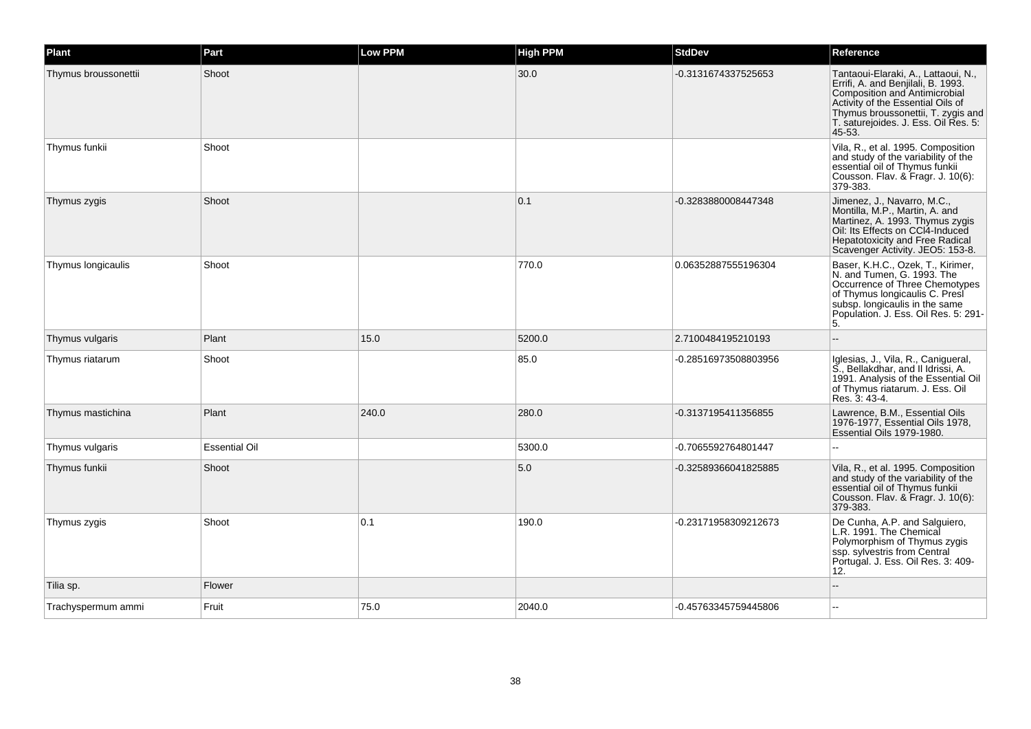| Plant | Part | Low PPM | High PPM | StdDev | Reference |
| --- | --- | --- | --- | --- | --- |
| Thymus broussonettii | Shoot | | 30.0 | -0.3131674337525653 | Tantaoui-Elaraki, A., Lattaoui, N., Errifi, A. and Benjilali, B. 1993. Composition and Antimicrobial Activity of the Essential Oils of Thymus broussonettii, T. zygis and T. saturejoides. J. Ess. Oil Res. 5: 45-53. |
| Thymus funkii | Shoot | | | | Vila, R., et al. 1995. Composition and study of the variability of the essential oil of Thymus funkii Cousson. Flav. & Fragr. J. 10(6): 379-383. |
| Thymus zygis | Shoot | | 0.1 | -0.3283880008447348 | Jimenez, J., Navarro, M.C., Montilla, M.P., Martin, A. and Martinez, A. 1993. Thymus zygis Oil: Its Effects on CCl4-Induced Hepatotoxicity and Free Radical Scavenger Activity. JEO5: 153-8. |
| Thymus longicaulis | Shoot | | 770.0 | 0.06352887555196304 | Baser, K.H.C., Ozek, T., Kirimer, N. and Tumen, G. 1993. The Occurrence of Three Chemotypes of Thymus longicaulis C. Presl subsp. longicaulis in the same Population. J. Ess. Oil Res. 5: 291-5. |
| Thymus vulgaris | Plant | 15.0 | 5200.0 | 2.7100484195210193 | -- |
| Thymus riatarum | Shoot | | 85.0 | -0.28516973508803956 | Iglesias, J., Vila, R., Canigueral, S., Bellakdhar, and Il Idrissi, A. 1991. Analysis of the Essential Oil of Thymus riatarum. J. Ess. Oil Res. 3: 43-4. |
| Thymus mastichina | Plant | 240.0 | 280.0 | -0.3137195411356855 | Lawrence, B.M., Essential Oils 1976-1977, Essential Oils 1978, Essential Oils 1979-1980. |
| Thymus vulgaris | Essential Oil | | 5300.0 | -0.7065592764801447 | -- |
| Thymus funkii | Shoot | | 5.0 | -0.32589366041825885 | Vila, R., et al. 1995. Composition and study of the variability of the essential oil of Thymus funkii Cousson. Flav. & Fragr. J. 10(6): 379-383. |
| Thymus zygis | Shoot | 0.1 | 190.0 | -0.23171958309212673 | De Cunha, A.P. and Salguiero, L.R. 1991. The Chemical Polymorphism of Thymus zygis ssp. sylvestris from Central Portugal. J. Ess. Oil Res. 3: 409-12. |
| Tilia sp. | Flower | | | | -- |
| Trachyspermum ammi | Fruit | 75.0 | 2040.0 | -0.45763345759445806 | -- |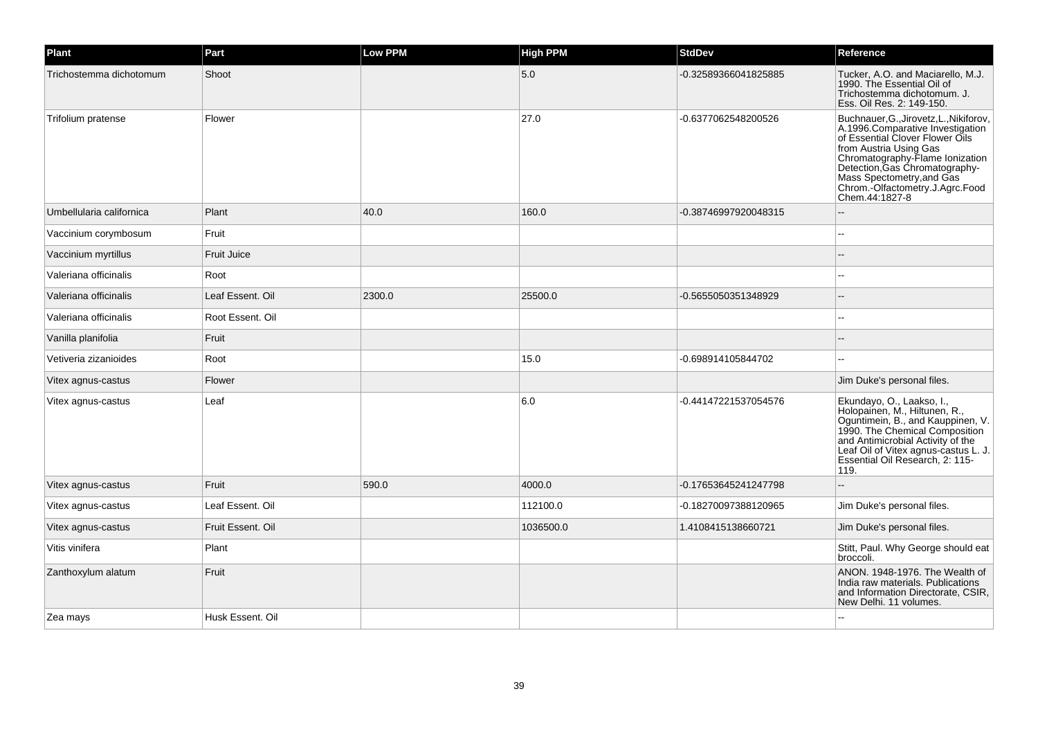| Plant | Part | Low PPM | High PPM | StdDev | Reference |
|---|---|---|---|---|---|
| Trichostemma dichotomum | Shoot | | 5.0 | -0.32589366041825885 | Tucker, A.O. and Maciarello, M.J. 1990. The Essential Oil of Trichostemma dichotomum. J. Ess. Oil Res. 2: 149-150. |
| Trifolium pratense | Flower | | 27.0 | -0.6377062548200526 | Buchnauer,G.,Jirovetz,L.,Nikiforov, A.1996.Comparative Investigation of Essential Clover Flower Oils from Austria Using Gas Chromatography-Flame Ionization Detection,Gas Chromatography-Mass Spectometry,and Gas Chrom.-Olfactometry.J.Agrc.Food Chem.44:1827-8 |
| Umbellularia californica | Plant | 40.0 | 160.0 | -0.38746997920048315 | -- |
| Vaccinium corymbosum | Fruit | | | | -- |
| Vaccinium myrtillus | Fruit Juice | | | | -- |
| Valeriana officinalis | Root | | | | -- |
| Valeriana officinalis | Leaf Essent. Oil | 2300.0 | 25500.0 | -0.5655050351348929 | -- |
| Valeriana officinalis | Root Essent. Oil | | | | -- |
| Vanilla planifolia | Fruit | | | | -- |
| Vetiveria zizanioides | Root | | 15.0 | -0.698914105844702 | -- |
| Vitex agnus-castus | Flower | | | | Jim Duke's personal files. |
| Vitex agnus-castus | Leaf | | 6.0 | -0.44147221537054576 | Ekundayo, O., Laakso, I., Holopainen, M., Hiltunen, R., Oguntimein, B., and Kauppinen, V. 1990. The Chemical Composition and Antimicrobial Activity of the Leaf Oil of Vitex agnus-castus L. J. Essential Oil Research, 2: 115-119. |
| Vitex agnus-castus | Fruit | 590.0 | 4000.0 | -0.17653645241247798 | -- |
| Vitex agnus-castus | Leaf Essent. Oil | | 112100.0 | -0.18270097388120965 | Jim Duke's personal files. |
| Vitex agnus-castus | Fruit Essent. Oil | | 1036500.0 | 1.4108415138660721 | Jim Duke's personal files. |
| Vitis vinifera | Plant | | | | Stitt, Paul. Why George should eat broccoli. |
| Zanthoxylum alatum | Fruit | | | | ANON. 1948-1976. The Wealth of India raw materials. Publications and Information Directorate, CSIR, New Delhi. 11 volumes. |
| Zea mays | Husk Essent. Oil | | | | -- |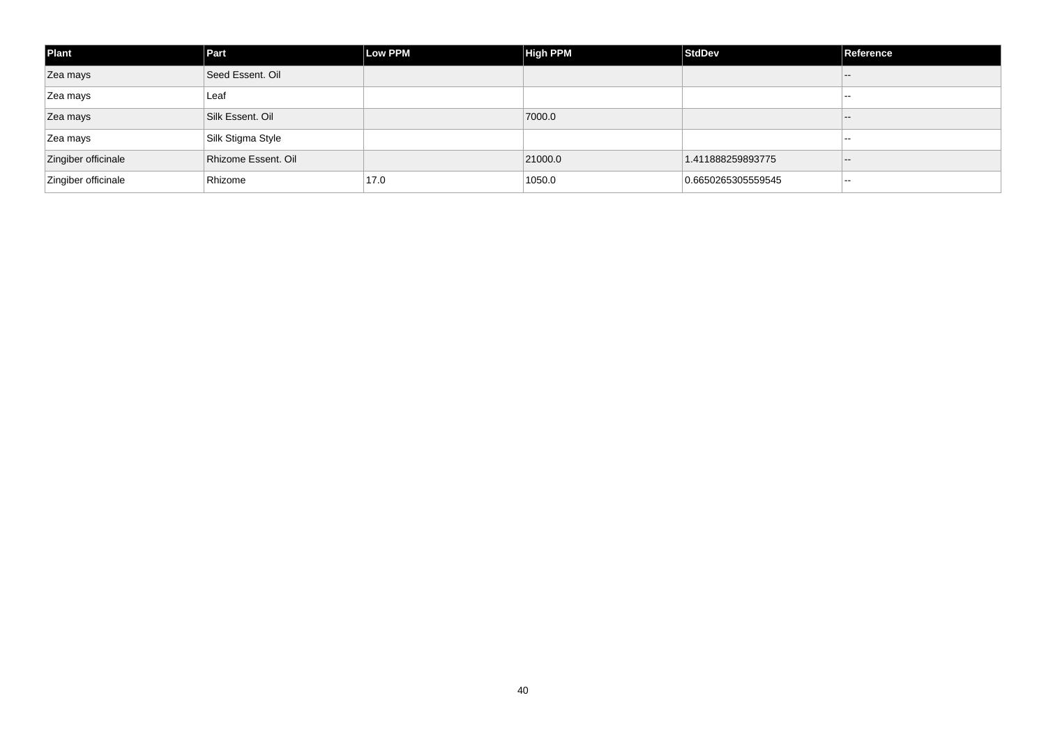| Plant | Part | Low PPM | High PPM | StdDev | Reference |
| --- | --- | --- | --- | --- | --- |
| Zea mays | Seed Essent. Oil | | | | -- |
| Zea mays | Leaf | | | | -- |
| Zea mays | Silk Essent. Oil | | 7000.0 | | -- |
| Zea mays | Silk Stigma Style | | | | -- |
| Zingiber officinale | Rhizome Essent. Oil | | 21000.0 | 1.411888259893775 | -- |
| Zingiber officinale | Rhizome | 17.0 | 1050.0 | 0.6650265305559545 | -- |